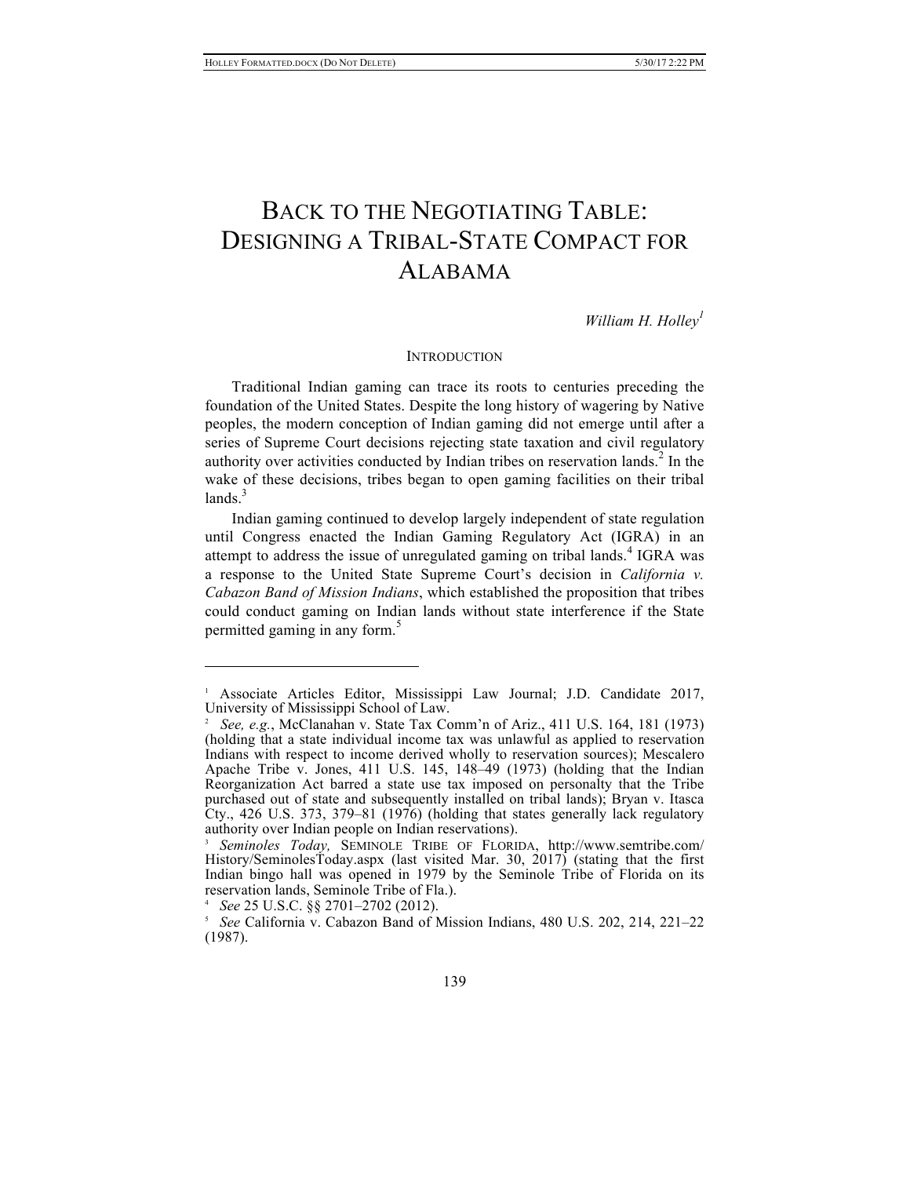# BACK TO THE NEGOTIATING TABLE: DESIGNING A TRIBAL-STATE COMPACT FOR ALABAMA

*William H. Holley*[1]

## INTRODUCTION

Traditional Indian gaming can trace its roots to centuries preceding the foundation of the United States. Despite the long history of wagering by Native peoples, the modern conception of Indian gaming did not emerge until after a series of Supreme Court decisions rejecting state taxation and civil regulatory authority over activities conducted by Indian tribes on reservation lands.[2] In the wake of these decisions, tribes began to open gaming facilities on their tribal lands.[3]

Indian gaming continued to develop largely independent of state regulation until Congress enacted the Indian Gaming Regulatory Act (IGRA) in an attempt to address the issue of unregulated gaming on tribal lands.[4] IGRA was a response to the United State Supreme Court's decision in *California v. Cabazon Band of Mission Indians*, which established the proposition that tribes could conduct gaming on Indian lands without state interference if the State permitted gaming in any form.[5]

---

[1] Associate Articles Editor, Mississippi Law Journal; J.D. Candidate 2017, University of Mississippi School of Law.

[2] *See, e.g.*, McClanahan v. State Tax Comm'n of Ariz., 411 U.S. 164, 181 (1973) (holding that a state individual income tax was unlawful as applied to reservation Indians with respect to income derived wholly to reservation sources); Mescalero Apache Tribe v. Jones, 411 U.S. 145, 148–49 (1973) (holding that the Indian Reorganization Act barred a state use tax imposed on personalty that the Tribe purchased out of state and subsequently installed on tribal lands); Bryan v. Itasca Cty., 426 U.S. 373, 379–81 (1976) (holding that states generally lack regulatory authority over Indian people on Indian reservations).

[3] *Seminoles Today,* SEMINOLE TRIBE OF FLORIDA, http://www.semtribe.com/History/SeminolesToday.aspx (last visited Mar. 30, 2017) (stating that the first Indian bingo hall was opened in 1979 by the Seminole Tribe of Florida on its reservation lands, Seminole Tribe of Fla.).

[4] *See* 25 U.S.C. §§ 2701–2702 (2012).

[5] *See* California v. Cabazon Band of Mission Indians, 480 U.S. 202, 214, 221–22 (1987).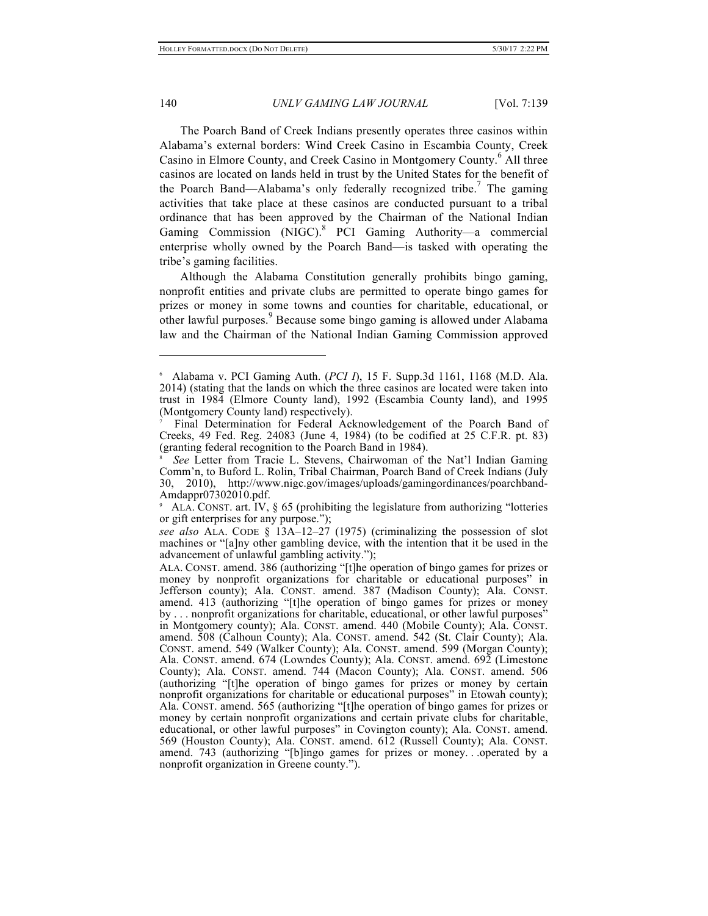The Poarch Band of Creek Indians presently operates three casinos within Alabama's external borders: Wind Creek Casino in Escambia County, Creek Casino in Elmore County, and Creek Casino in Montgomery County.[6] All three casinos are located on lands held in trust by the United States for the benefit of the Poarch Band—Alabama's only federally recognized tribe.[7] The gaming activities that take place at these casinos are conducted pursuant to a tribal ordinance that has been approved by the Chairman of the National Indian Gaming Commission (NIGC).[8] PCI Gaming Authority—a commercial enterprise wholly owned by the Poarch Band—is tasked with operating the tribe's gaming facilities.

Although the Alabama Constitution generally prohibits bingo gaming, nonprofit entities and private clubs are permitted to operate bingo games for prizes or money in some towns and counties for charitable, educational, or other lawful purposes.[9] Because some bingo gaming is allowed under Alabama law and the Chairman of the National Indian Gaming Commission approved

---

[6] Alabama v. PCI Gaming Auth. (*PCI I*), 15 F. Supp.3d 1161, 1168 (M.D. Ala. 2014) (stating that the lands on which the three casinos are located were taken into trust in 1984 (Elmore County land), 1992 (Escambia County land), and 1995 (Montgomery County land) respectively).

[7] Final Determination for Federal Acknowledgement of the Poarch Band of Creeks, 49 Fed. Reg. 24083 (June 4, 1984) (to be codified at 25 C.F.R. pt. 83) (granting federal recognition to the Poarch Band in 1984).

[8] *See* Letter from Tracie L. Stevens, Chairwoman of the Nat'l Indian Gaming Comm'n, to Buford L. Rolin, Tribal Chairman, Poarch Band of Creek Indians (July 30, 2010), http://www.nigc.gov/images/uploads/gamingordinances/poarchband-Amdappr07302010.pdf.

[9] ALA. CONST. art. IV, § 65 (prohibiting the legislature from authorizing "lotteries or gift enterprises for any purpose.");
*see also* ALA. CODE § 13A–12–27 (1975) (criminalizing the possession of slot machines or "[a]ny other gambling device, with the intention that it be used in the advancement of unlawful gambling activity.");
ALA. CONST. amend. 386 (authorizing "[t]he operation of bingo games for prizes or money by nonprofit organizations for charitable or educational purposes" in Jefferson county); Ala. CONST. amend. 387 (Madison County); Ala. CONST. amend. 413 (authorizing "[t]he operation of bingo games for prizes or money by . . . nonprofit organizations for charitable, educational, or other lawful purposes" in Montgomery county); Ala. CONST. amend. 440 (Mobile County); Ala. CONST. amend. 508 (Calhoun County); Ala. CONST. amend. 542 (St. Clair County); Ala. CONST. amend. 549 (Walker County); Ala. CONST. amend. 599 (Morgan County); Ala. CONST. amend. 674 (Lowndes County); Ala. CONST. amend. 692 (Limestone County); Ala. CONST. amend. 744 (Macon County); Ala. CONST. amend. 506 (authorizing "[t]he operation of bingo games for prizes or money by certain nonprofit organizations for charitable or educational purposes" in Etowah county); Ala. CONST. amend. 565 (authorizing "[t]he operation of bingo games for prizes or money by certain nonprofit organizations and certain private clubs for charitable, educational, or other lawful purposes" in Covington county); Ala. CONST. amend. 569 (Houston County); Ala. CONST. amend. 612 (Russell County); Ala. CONST. amend. 743 (authorizing "[b]ingo games for prizes or money. . .operated by a nonprofit organization in Greene county.").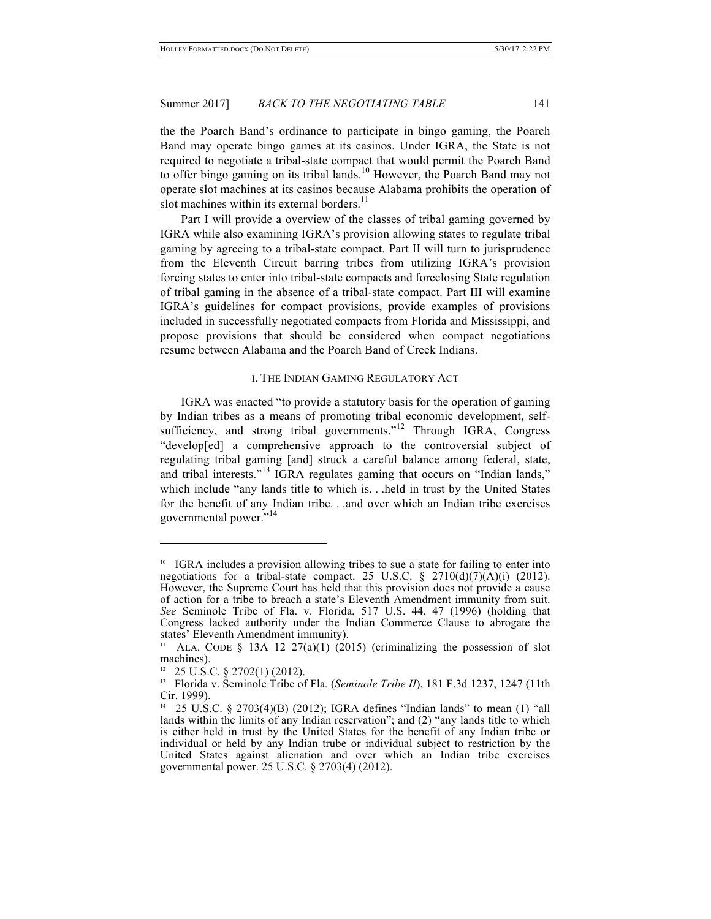the the Poarch Band's ordinance to participate in bingo gaming, the Poarch Band may operate bingo games at its casinos. Under IGRA, the State is not required to negotiate a tribal-state compact that would permit the Poarch Band to offer bingo gaming on its tribal lands.[10] However, the Poarch Band may not operate slot machines at its casinos because Alabama prohibits the operation of slot machines within its external borders.[11]

Part I will provide a overview of the classes of tribal gaming governed by IGRA while also examining IGRA's provision allowing states to regulate tribal gaming by agreeing to a tribal-state compact. Part II will turn to jurisprudence from the Eleventh Circuit barring tribes from utilizing IGRA's provision forcing states to enter into tribal-state compacts and foreclosing State regulation of tribal gaming in the absence of a tribal-state compact. Part III will examine IGRA's guidelines for compact provisions, provide examples of provisions included in successfully negotiated compacts from Florida and Mississippi, and propose provisions that should be considered when compact negotiations resume between Alabama and the Poarch Band of Creek Indians.

## I. THE INDIAN GAMING REGULATORY ACT

IGRA was enacted "to provide a statutory basis for the operation of gaming by Indian tribes as a means of promoting tribal economic development, self-sufficiency, and strong tribal governments."[12] Through IGRA, Congress "develop[ed] a comprehensive approach to the controversial subject of regulating tribal gaming [and] struck a careful balance among federal, state, and tribal interests."[13] IGRA regulates gaming that occurs on "Indian lands," which include "any lands title to which is. . .held in trust by the United States for the benefit of any Indian tribe. . .and over which an Indian tribe exercises governmental power."[14]

---

[10] IGRA includes a provision allowing tribes to sue a state for failing to enter into negotiations for a tribal-state compact. 25 U.S.C. § 2710(d)(7)(A)(i) (2012). However, the Supreme Court has held that this provision does not provide a cause of action for a tribe to breach a state's Eleventh Amendment immunity from suit. *See* Seminole Tribe of Fla. v. Florida, 517 U.S. 44, 47 (1996) (holding that Congress lacked authority under the Indian Commerce Clause to abrogate the states' Eleventh Amendment immunity).

[11] ALA. CODE § 13A–12–27(a)(1) (2015) (criminalizing the possession of slot machines).

[12] 25 U.S.C. § 2702(1) (2012).

[13] Florida v. Seminole Tribe of Fla. (*Seminole Tribe II*), 181 F.3d 1237, 1247 (11th Cir. 1999).

[14] 25 U.S.C. § 2703(4)(B) (2012); IGRA defines "Indian lands" to mean (1) "all lands within the limits of any Indian reservation"; and (2) "any lands title to which is either held in trust by the United States for the benefit of any Indian tribe or individual or held by any Indian trube or individual subject to restriction by the United States against alienation and over which an Indian tribe exercises governmental power. 25 U.S.C. § 2703(4) (2012).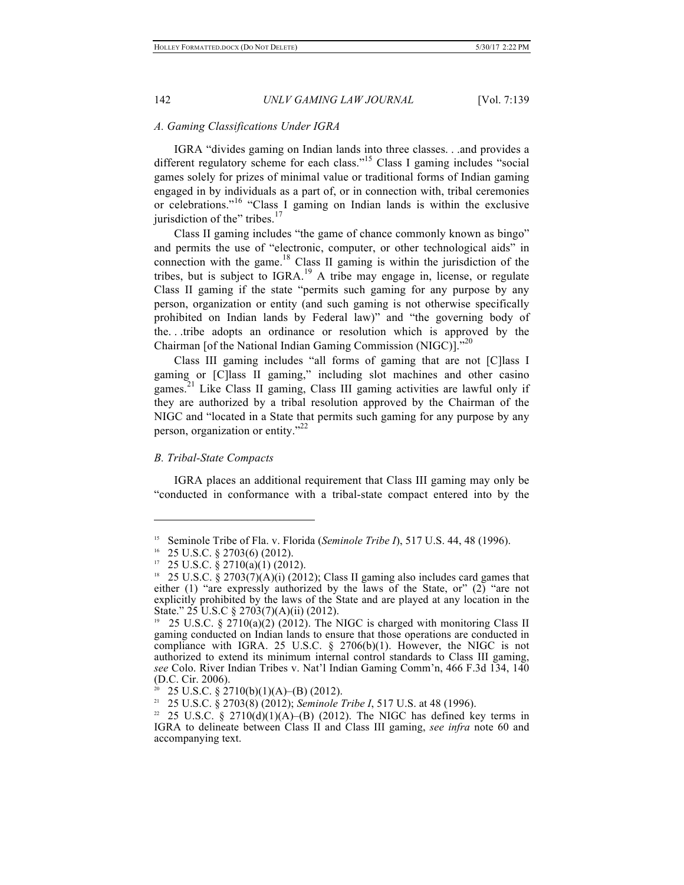### A. Gaming Classifications Under IGRA

IGRA "divides gaming on Indian lands into three classes. . .and provides a different regulatory scheme for each class."[15] Class I gaming includes "social games solely for prizes of minimal value or traditional forms of Indian gaming engaged in by individuals as a part of, or in connection with, tribal ceremonies or celebrations."[16] "Class I gaming on Indian lands is within the exclusive jurisdiction of the" tribes.[17]

Class II gaming includes "the game of chance commonly known as bingo" and permits the use of "electronic, computer, or other technological aids" in connection with the game.[18] Class II gaming is within the jurisdiction of the tribes, but is subject to IGRA.[19] A tribe may engage in, license, or regulate Class II gaming if the state "permits such gaming for any purpose by any person, organization or entity (and such gaming is not otherwise specifically prohibited on Indian lands by Federal law)" and "the governing body of the. . .tribe adopts an ordinance or resolution which is approved by the Chairman [of the National Indian Gaming Commission (NIGC)]."[20]

Class III gaming includes "all forms of gaming that are not [C]lass I gaming or [C]lass II gaming," including slot machines and other casino games.[21] Like Class II gaming, Class III gaming activities are lawful only if they are authorized by a tribal resolution approved by the Chairman of the NIGC and "located in a State that permits such gaming for any purpose by any person, organization or entity."[22]

### B. Tribal-State Compacts

IGRA places an additional requirement that Class III gaming may only be "conducted in conformance with a tribal-state compact entered into by the

---

[15] Seminole Tribe of Fla. v. Florida (*Seminole Tribe I*), 517 U.S. 44, 48 (1996).

[16] 25 U.S.C. § 2703(6) (2012).

[17] 25 U.S.C. § 2710(a)(1) (2012).

[18] 25 U.S.C. § 2703(7)(A)(i) (2012); Class II gaming also includes card games that either (1) "are expressly authorized by the laws of the State, or" (2) "are not explicitly prohibited by the laws of the State and are played at any location in the State." 25 U.S.C § 2703(7)(A)(ii) (2012).

[19] 25 U.S.C. § 2710(a)(2) (2012). The NIGC is charged with monitoring Class II gaming conducted on Indian lands to ensure that those operations are conducted in compliance with IGRA. 25 U.S.C. § 2706(b)(1). However, the NIGC is not authorized to extend its minimum internal control standards to Class III gaming, *see* Colo. River Indian Tribes v. Nat'l Indian Gaming Comm'n, 466 F.3d 134, 140 (D.C. Cir. 2006).

[20] 25 U.S.C. § 2710(b)(1)(A)–(B) (2012).

[21] 25 U.S.C. § 2703(8) (2012); *Seminole Tribe I*, 517 U.S. at 48 (1996).

[22] 25 U.S.C. § 2710(d)(1)(A)–(B) (2012). The NIGC has defined key terms in IGRA to delineate between Class II and Class III gaming, *see infra* note 60 and accompanying text.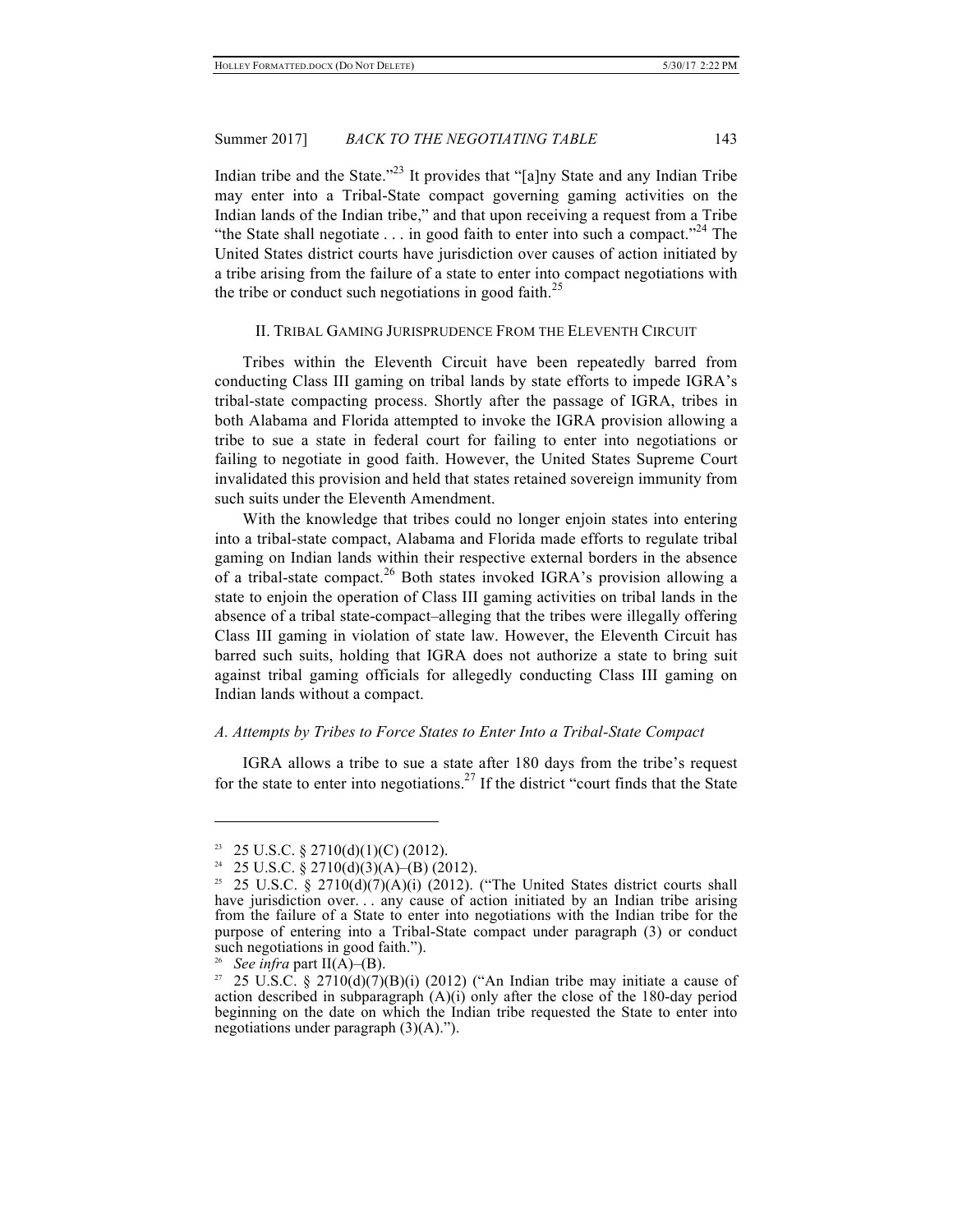Indian tribe and the State."[23] It provides that "[a]ny State and any Indian Tribe may enter into a Tribal-State compact governing gaming activities on the Indian lands of the Indian tribe," and that upon receiving a request from a Tribe "the State shall negotiate . . . in good faith to enter into such a compact."[24] The United States district courts have jurisdiction over causes of action initiated by a tribe arising from the failure of a state to enter into compact negotiations with the tribe or conduct such negotiations in good faith.[25]

## II. Tribal Gaming Jurisprudence From the Eleventh Circuit

Tribes within the Eleventh Circuit have been repeatedly barred from conducting Class III gaming on tribal lands by state efforts to impede IGRA's tribal-state compacting process. Shortly after the passage of IGRA, tribes in both Alabama and Florida attempted to invoke the IGRA provision allowing a tribe to sue a state in federal court for failing to enter into negotiations or failing to negotiate in good faith. However, the United States Supreme Court invalidated this provision and held that states retained sovereign immunity from such suits under the Eleventh Amendment.

With the knowledge that tribes could no longer enjoin states into entering into a tribal-state compact, Alabama and Florida made efforts to regulate tribal gaming on Indian lands within their respective external borders in the absence of a tribal-state compact.[26] Both states invoked IGRA's provision allowing a state to enjoin the operation of Class III gaming activities on tribal lands in the absence of a tribal state-compact–alleging that the tribes were illegally offering Class III gaming in violation of state law. However, the Eleventh Circuit has barred such suits, holding that IGRA does not authorize a state to bring suit against tribal gaming officials for allegedly conducting Class III gaming on Indian lands without a compact.

### *A. Attempts by Tribes to Force States to Enter Into a Tribal-State Compact*

IGRA allows a tribe to sue a state after 180 days from the tribe's request for the state to enter into negotiations.[27] If the district "court finds that the State

---

[23] 25 U.S.C. § 2710(d)(1)(C) (2012).

[24] 25 U.S.C. § 2710(d)(3)(A)–(B) (2012).

[25] 25 U.S.C. § 2710(d)(7)(A)(i) (2012). ("The United States district courts shall have jurisdiction over. . . any cause of action initiated by an Indian tribe arising from the failure of a State to enter into negotiations with the Indian tribe for the purpose of entering into a Tribal-State compact under paragraph (3) or conduct such negotiations in good faith.").

[26] *See infra* part II(A)–(B).

[27] 25 U.S.C. § 2710(d)(7)(B)(i) (2012) ("An Indian tribe may initiate a cause of action described in subparagraph (A)(i) only after the close of the 180-day period beginning on the date on which the Indian tribe requested the State to enter into negotiations under paragraph (3)(A).").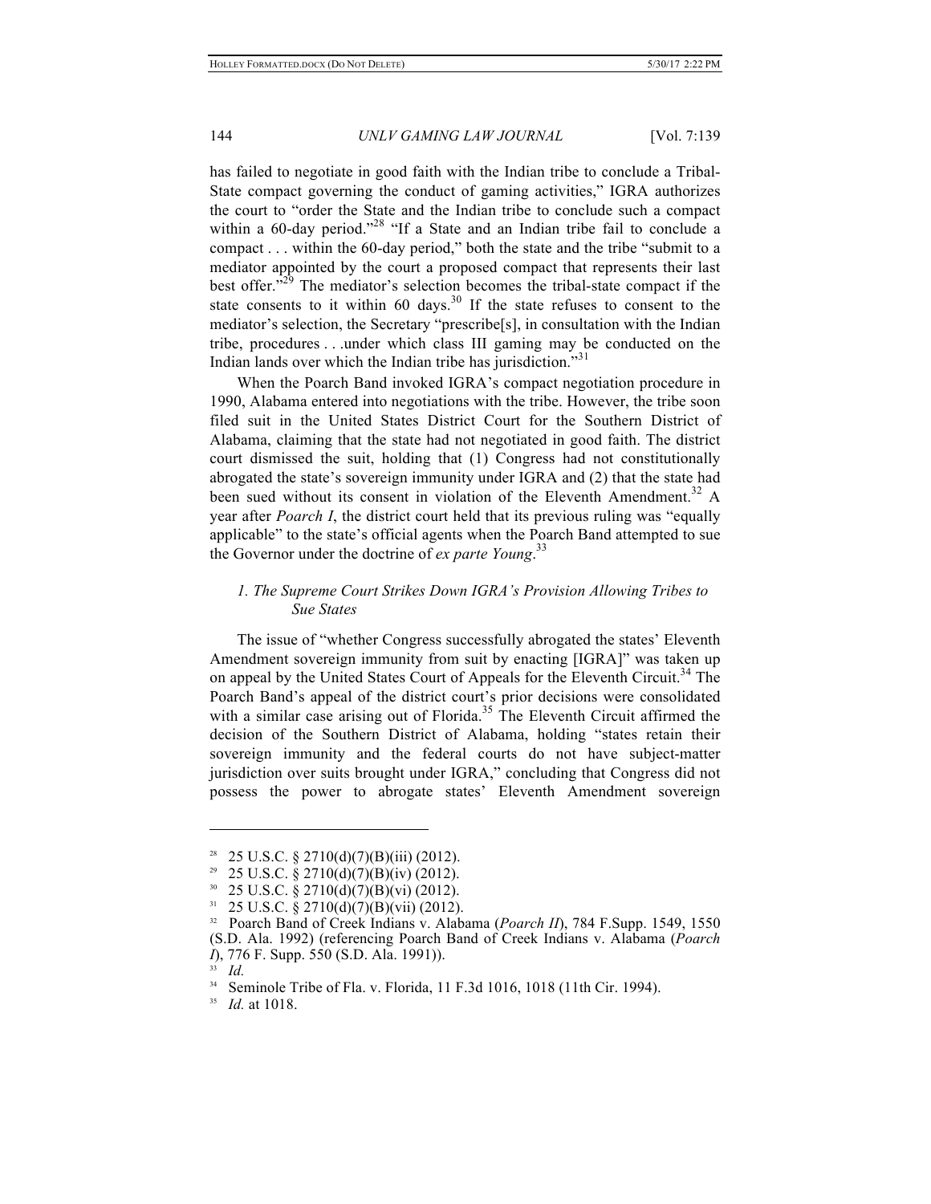has failed to negotiate in good faith with the Indian tribe to conclude a Tribal-State compact governing the conduct of gaming activities," IGRA authorizes the court to "order the State and the Indian tribe to conclude such a compact within a 60-day period."[28] "If a State and an Indian tribe fail to conclude a compact . . . within the 60-day period," both the state and the tribe "submit to a mediator appointed by the court a proposed compact that represents their last best offer."[29] The mediator's selection becomes the tribal-state compact if the state consents to it within 60 days.[30] If the state refuses to consent to the mediator's selection, the Secretary "prescribe[s], in consultation with the Indian tribe, procedures . . .under which class III gaming may be conducted on the Indian lands over which the Indian tribe has jurisdiction."[31]

When the Poarch Band invoked IGRA's compact negotiation procedure in 1990, Alabama entered into negotiations with the tribe. However, the tribe soon filed suit in the United States District Court for the Southern District of Alabama, claiming that the state had not negotiated in good faith. The district court dismissed the suit, holding that (1) Congress had not constitutionally abrogated the state's sovereign immunity under IGRA and (2) that the state had been sued without its consent in violation of the Eleventh Amendment.[32] A year after *Poarch I*, the district court held that its previous ruling was "equally applicable" to the state's official agents when the Poarch Band attempted to sue the Governor under the doctrine of *ex parte Young*.[33]

### *1. The Supreme Court Strikes Down IGRA's Provision Allowing Tribes to Sue States*

The issue of "whether Congress successfully abrogated the states' Eleventh Amendment sovereign immunity from suit by enacting [IGRA]" was taken up on appeal by the United States Court of Appeals for the Eleventh Circuit.[34] The Poarch Band's appeal of the district court's prior decisions were consolidated with a similar case arising out of Florida.[35] The Eleventh Circuit affirmed the decision of the Southern District of Alabama, holding "states retain their sovereign immunity and the federal courts do not have subject-matter jurisdiction over suits brought under IGRA," concluding that Congress did not possess the power to abrogate states' Eleventh Amendment sovereign

---

[28] 25 U.S.C. § 2710(d)(7)(B)(iii) (2012).

[29] 25 U.S.C. § 2710(d)(7)(B)(iv) (2012).

[30] 25 U.S.C. § 2710(d)(7)(B)(vi) (2012).

[31] 25 U.S.C. § 2710(d)(7)(B)(vii) (2012).

[32] Poarch Band of Creek Indians v. Alabama (*Poarch II*), 784 F.Supp. 1549, 1550 (S.D. Ala. 1992) (referencing Poarch Band of Creek Indians v. Alabama (*Poarch I*), 776 F. Supp. 550 (S.D. Ala. 1991)).

[33] *Id.*

[34] Seminole Tribe of Fla. v. Florida, 11 F.3d 1016, 1018 (11th Cir. 1994).

[35] *Id.* at 1018.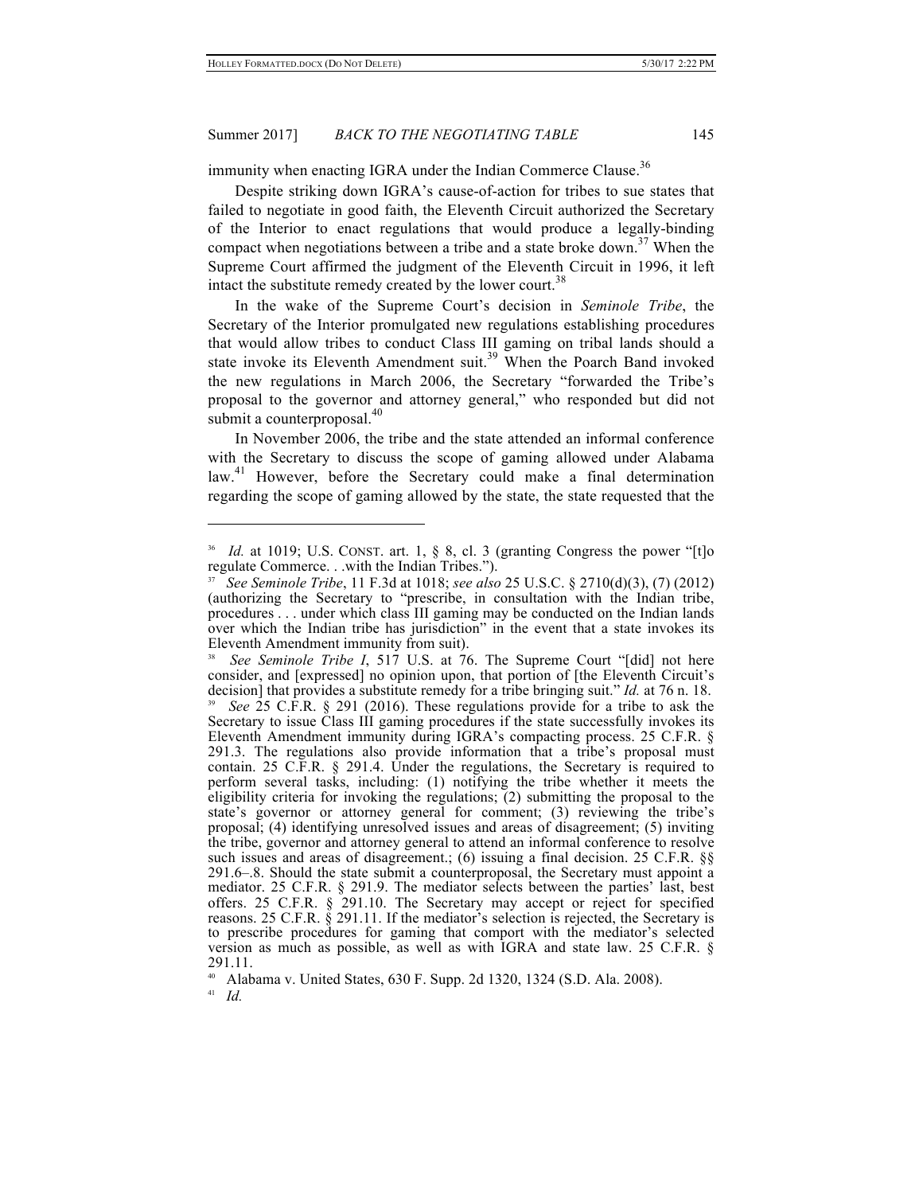immunity when enacting IGRA under the Indian Commerce Clause.[36]

Despite striking down IGRA's cause-of-action for tribes to sue states that failed to negotiate in good faith, the Eleventh Circuit authorized the Secretary of the Interior to enact regulations that would produce a legally-binding compact when negotiations between a tribe and a state broke down.[37] When the Supreme Court affirmed the judgment of the Eleventh Circuit in 1996, it left intact the substitute remedy created by the lower court.[38]

In the wake of the Supreme Court's decision in *Seminole Tribe*, the Secretary of the Interior promulgated new regulations establishing procedures that would allow tribes to conduct Class III gaming on tribal lands should a state invoke its Eleventh Amendment suit.[39] When the Poarch Band invoked the new regulations in March 2006, the Secretary "forwarded the Tribe's proposal to the governor and attorney general," who responded but did not submit a counterproposal.[40]

In November 2006, the tribe and the state attended an informal conference with the Secretary to discuss the scope of gaming allowed under Alabama law.[41] However, before the Secretary could make a final determination regarding the scope of gaming allowed by the state, the state requested that the

---

[36] *Id.* at 1019; U.S. CONST. art. 1, § 8, cl. 3 (granting Congress the power "[t]o regulate Commerce. . .with the Indian Tribes.").

[37] *See Seminole Tribe*, 11 F.3d at 1018; *see also* 25 U.S.C. § 2710(d)(3), (7) (2012) (authorizing the Secretary to "prescribe, in consultation with the Indian tribe, procedures . . . under which class III gaming may be conducted on the Indian lands over which the Indian tribe has jurisdiction" in the event that a state invokes its Eleventh Amendment immunity from suit).

[38] *See Seminole Tribe I*, 517 U.S. at 76. The Supreme Court "[did] not here consider, and [expressed] no opinion upon, that portion of [the Eleventh Circuit's decision] that provides a substitute remedy for a tribe bringing suit." *Id.* at 76 n. 18.

[39] *See* 25 C.F.R. § 291 (2016). These regulations provide for a tribe to ask the Secretary to issue Class III gaming procedures if the state successfully invokes its Eleventh Amendment immunity during IGRA's compacting process. 25 C.F.R. § 291.3. The regulations also provide information that a tribe's proposal must contain. 25 C.F.R. § 291.4. Under the regulations, the Secretary is required to perform several tasks, including: (1) notifying the tribe whether it meets the eligibility criteria for invoking the regulations; (2) submitting the proposal to the state's governor or attorney general for comment; (3) reviewing the tribe's proposal; (4) identifying unresolved issues and areas of disagreement; (5) inviting the tribe, governor and attorney general to attend an informal conference to resolve such issues and areas of disagreement.; (6) issuing a final decision. 25 C.F.R. §§ 291.6–.8. Should the state submit a counterproposal, the Secretary must appoint a mediator. 25 C.F.R. § 291.9. The mediator selects between the parties' last, best offers. 25 C.F.R. § 291.10. The Secretary may accept or reject for specified reasons. 25 C.F.R. § 291.11. If the mediator's selection is rejected, the Secretary is to prescribe procedures for gaming that comport with the mediator's selected version as much as possible, as well as with IGRA and state law. 25 C.F.R. § 291.11.

[40] Alabama v. United States, 630 F. Supp. 2d 1320, 1324 (S.D. Ala. 2008).

[41] *Id.*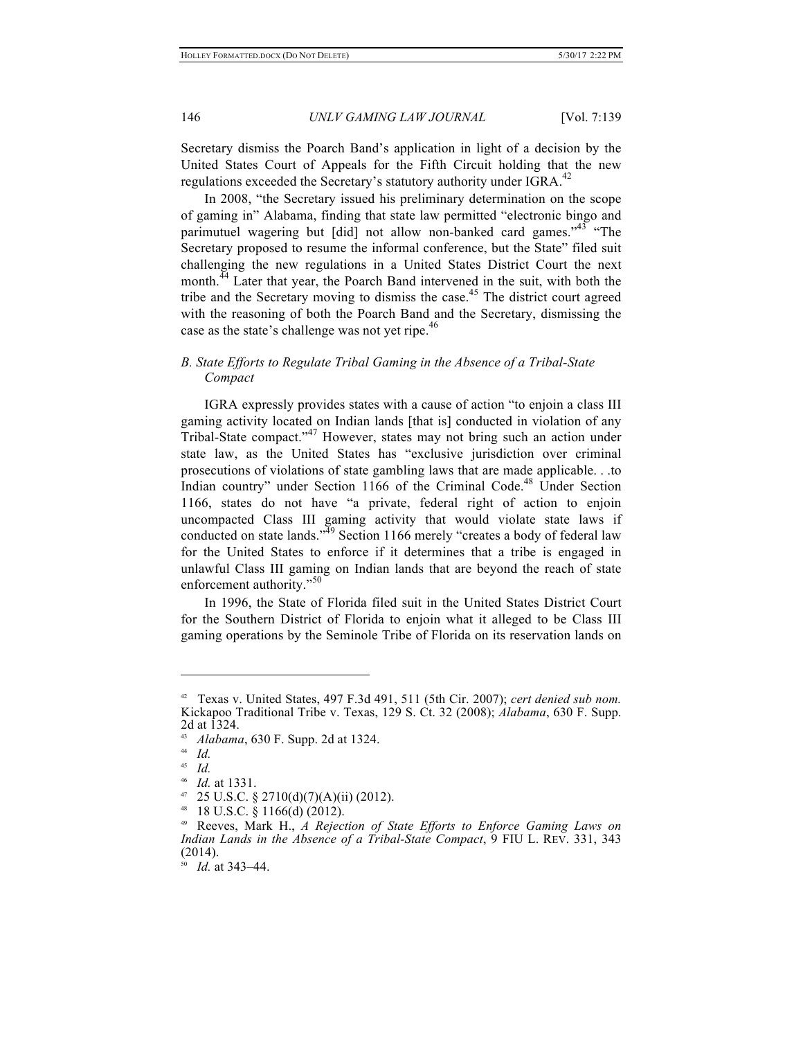Secretary dismiss the Poarch Band's application in light of a decision by the United States Court of Appeals for the Fifth Circuit holding that the new regulations exceeded the Secretary's statutory authority under IGRA.[42]

In 2008, "the Secretary issued his preliminary determination on the scope of gaming in" Alabama, finding that state law permitted "electronic bingo and parimutuel wagering but [did] not allow non-banked card games."[43] "The Secretary proposed to resume the informal conference, but the State" filed suit challenging the new regulations in a United States District Court the next month.[44] Later that year, the Poarch Band intervened in the suit, with both the tribe and the Secretary moving to dismiss the case.[45] The district court agreed with the reasoning of both the Poarch Band and the Secretary, dismissing the case as the state's challenge was not yet ripe.[46]

### *B. State Efforts to Regulate Tribal Gaming in the Absence of a Tribal-State Compact*

IGRA expressly provides states with a cause of action "to enjoin a class III gaming activity located on Indian lands [that is] conducted in violation of any Tribal-State compact."[47] However, states may not bring such an action under state law, as the United States has "exclusive jurisdiction over criminal prosecutions of violations of state gambling laws that are made applicable. . .to Indian country" under Section 1166 of the Criminal Code.[48] Under Section 1166, states do not have "a private, federal right of action to enjoin uncompacted Class III gaming activity that would violate state laws if conducted on state lands."[49] Section 1166 merely "creates a body of federal law for the United States to enforce if it determines that a tribe is engaged in unlawful Class III gaming on Indian lands that are beyond the reach of state enforcement authority."[50]

In 1996, the State of Florida filed suit in the United States District Court for the Southern District of Florida to enjoin what it alleged to be Class III gaming operations by the Seminole Tribe of Florida on its reservation lands on

---

[42] Texas v. United States, 497 F.3d 491, 511 (5th Cir. 2007); *cert denied sub nom.* Kickapoo Traditional Tribe v. Texas, 129 S. Ct. 32 (2008); *Alabama*, 630 F. Supp. 2d at 1324.

[43] *Alabama*, 630 F. Supp. 2d at 1324.

[44] *Id.*

[45] *Id.*

[46] *Id.* at 1331.

[47] 25 U.S.C. § 2710(d)(7)(A)(ii) (2012).

[48] 18 U.S.C. § 1166(d) (2012).

[49] Reeves, Mark H., *A Rejection of State Efforts to Enforce Gaming Laws on Indian Lands in the Absence of a Tribal-State Compact*, 9 FIU L. REV. 331, 343 (2014).

[50] *Id.* at 343–44.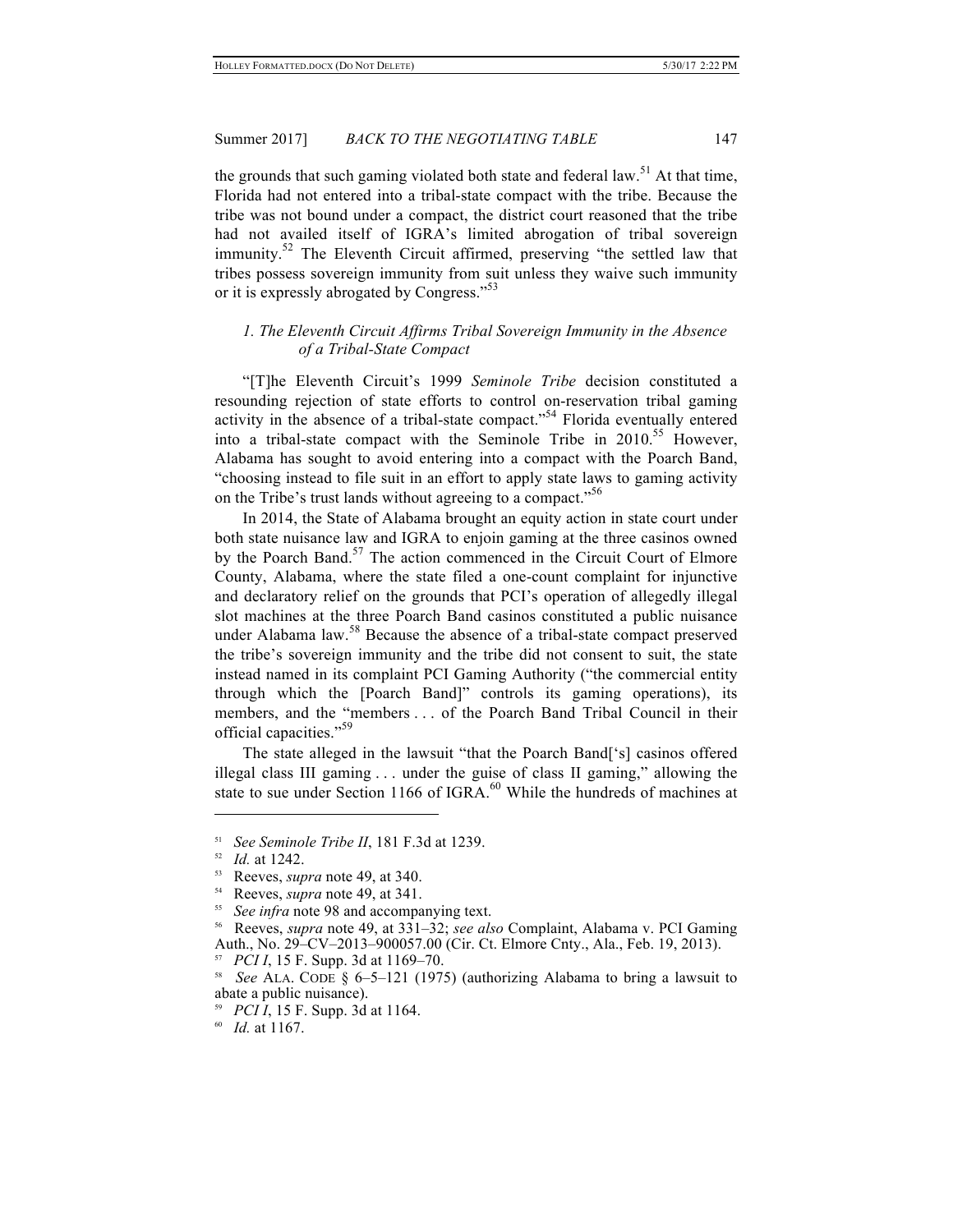the grounds that such gaming violated both state and federal law.[51] At that time, Florida had not entered into a tribal-state compact with the tribe. Because the tribe was not bound under a compact, the district court reasoned that the tribe had not availed itself of IGRA's limited abrogation of tribal sovereign immunity.[52] The Eleventh Circuit affirmed, preserving "the settled law that tribes possess sovereign immunity from suit unless they waive such immunity or it is expressly abrogated by Congress."[53]

### *1. The Eleventh Circuit Affirms Tribal Sovereign Immunity in the Absence of a Tribal-State Compact*

"[T]he Eleventh Circuit's 1999 *Seminole Tribe* decision constituted a resounding rejection of state efforts to control on-reservation tribal gaming activity in the absence of a tribal-state compact."[54] Florida eventually entered into a tribal-state compact with the Seminole Tribe in 2010.[55] However, Alabama has sought to avoid entering into a compact with the Poarch Band, "choosing instead to file suit in an effort to apply state laws to gaming activity on the Tribe's trust lands without agreeing to a compact."[56]

In 2014, the State of Alabama brought an equity action in state court under both state nuisance law and IGRA to enjoin gaming at the three casinos owned by the Poarch Band.[57] The action commenced in the Circuit Court of Elmore County, Alabama, where the state filed a one-count complaint for injunctive and declaratory relief on the grounds that PCI's operation of allegedly illegal slot machines at the three Poarch Band casinos constituted a public nuisance under Alabama law.[58] Because the absence of a tribal-state compact preserved the tribe's sovereign immunity and the tribe did not consent to suit, the state instead named in its complaint PCI Gaming Authority ("the commercial entity through which the [Poarch Band]" controls its gaming operations), its members, and the "members . . . of the Poarch Band Tribal Council in their official capacities."[59]

The state alleged in the lawsuit "that the Poarch Band['s] casinos offered illegal class III gaming . . . under the guise of class II gaming," allowing the state to sue under Section 1166 of IGRA.[60] While the hundreds of machines at

---

[51] *See Seminole Tribe II*, 181 F.3d at 1239.

[52] *Id.* at 1242.

[53] Reeves, *supra* note 49, at 340.

[54] Reeves, *supra* note 49, at 341.

[55] *See infra* note 98 and accompanying text.

[56] Reeves, *supra* note 49, at 331–32; *see also* Complaint, Alabama v. PCI Gaming Auth., No. 29–CV–2013–900057.00 (Cir. Ct. Elmore Cnty., Ala., Feb. 19, 2013).

[57] *PCI I*, 15 F. Supp. 3d at 1169–70.

[58] *See* ALA. CODE § 6–5–121 (1975) (authorizing Alabama to bring a lawsuit to abate a public nuisance).

[59] *PCI I*, 15 F. Supp. 3d at 1164.

[60] *Id.* at 1167.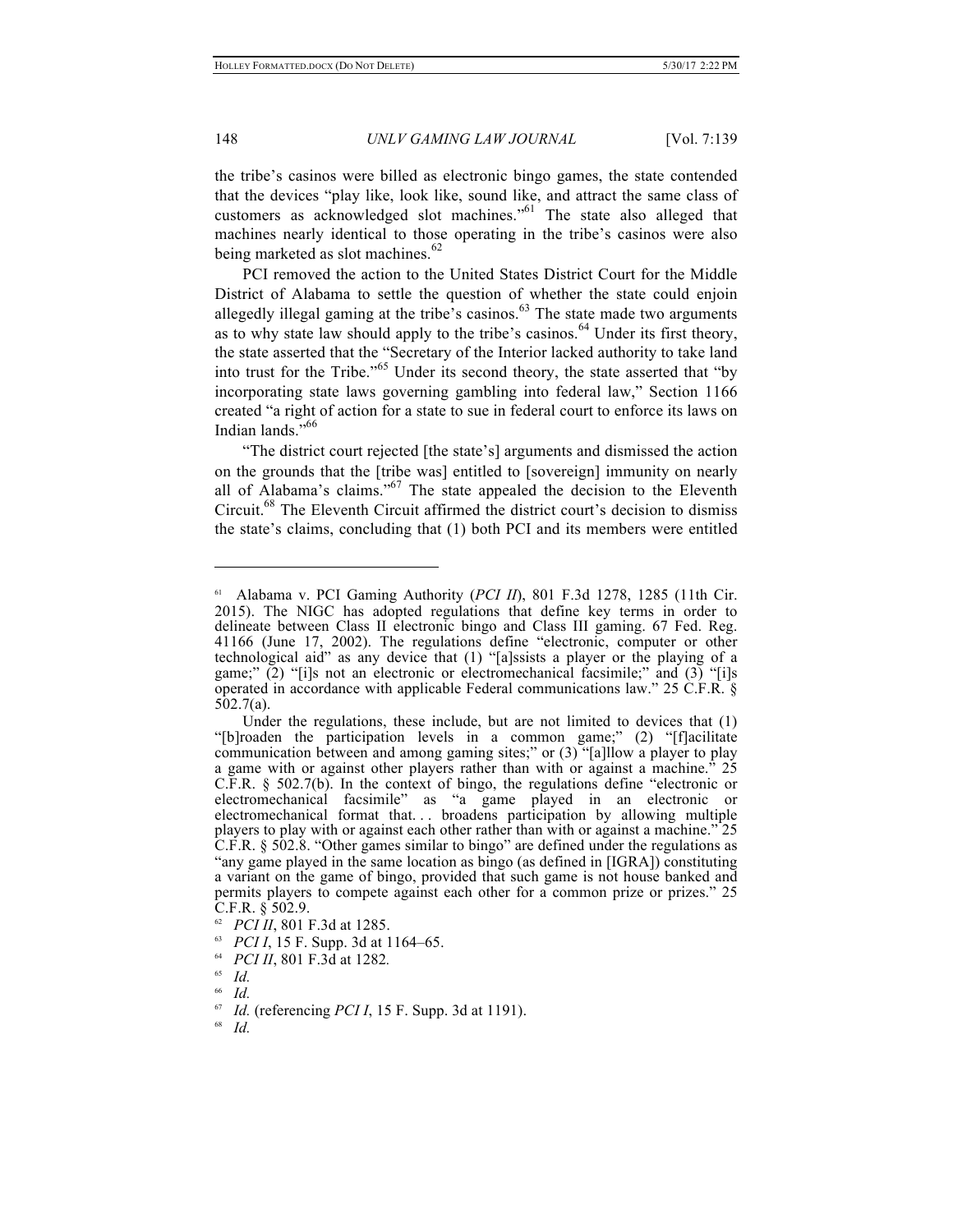the tribe's casinos were billed as electronic bingo games, the state contended that the devices "play like, look like, sound like, and attract the same class of customers as acknowledged slot machines."[61] The state also alleged that machines nearly identical to those operating in the tribe's casinos were also being marketed as slot machines.[62]

PCI removed the action to the United States District Court for the Middle District of Alabama to settle the question of whether the state could enjoin allegedly illegal gaming at the tribe's casinos.[63] The state made two arguments as to why state law should apply to the tribe's casinos.[64] Under its first theory, the state asserted that the "Secretary of the Interior lacked authority to take land into trust for the Tribe."[65] Under its second theory, the state asserted that "by incorporating state laws governing gambling into federal law," Section 1166 created "a right of action for a state to sue in federal court to enforce its laws on Indian lands."[66]

"The district court rejected [the state's] arguments and dismissed the action on the grounds that the [tribe was] entitled to [sovereign] immunity on nearly all of Alabama's claims."[67] The state appealed the decision to the Eleventh Circuit.[68] The Eleventh Circuit affirmed the district court's decision to dismiss the state's claims, concluding that (1) both PCI and its members were entitled

---

[61] Alabama v. PCI Gaming Authority (*PCI II*), 801 F.3d 1278, 1285 (11th Cir. 2015). The NIGC has adopted regulations that define key terms in order to delineate between Class II electronic bingo and Class III gaming. 67 Fed. Reg. 41166 (June 17, 2002). The regulations define "electronic, computer or other technological aid" as any device that (1) "[a]ssists a player or the playing of a game;" (2) "[i]s not an electronic or electromechanical facsimile;" and (3) "[i]s operated in accordance with applicable Federal communications law." 25 C.F.R. § 502.7(a).

Under the regulations, these include, but are not limited to devices that (1) "[b]roaden the participation levels in a common game;" (2) "[f]acilitate communication between and among gaming sites;" or (3) "[a]llow a player to play a game with or against other players rather than with or against a machine." 25 C.F.R. § 502.7(b). In the context of bingo, the regulations define "electronic or electromechanical facsimile" as "a game played in an electronic or electromechanical format that. . . broadens participation by allowing multiple players to play with or against each other rather than with or against a machine." 25 C.F.R. § 502.8. "Other games similar to bingo" are defined under the regulations as "any game played in the same location as bingo (as defined in [IGRA]) constituting a variant on the game of bingo, provided that such game is not house banked and permits players to compete against each other for a common prize or prizes." 25 C.F.R. § 502.9.

[62] *PCI II*, 801 F.3d at 1285.

[63] *PCI I*, 15 F. Supp. 3d at 1164–65.

[64] *PCI II*, 801 F.3d at 1282.

[65] *Id.*

[66] *Id.*

[67] *Id.* (referencing *PCI I*, 15 F. Supp. 3d at 1191).

[68] *Id.*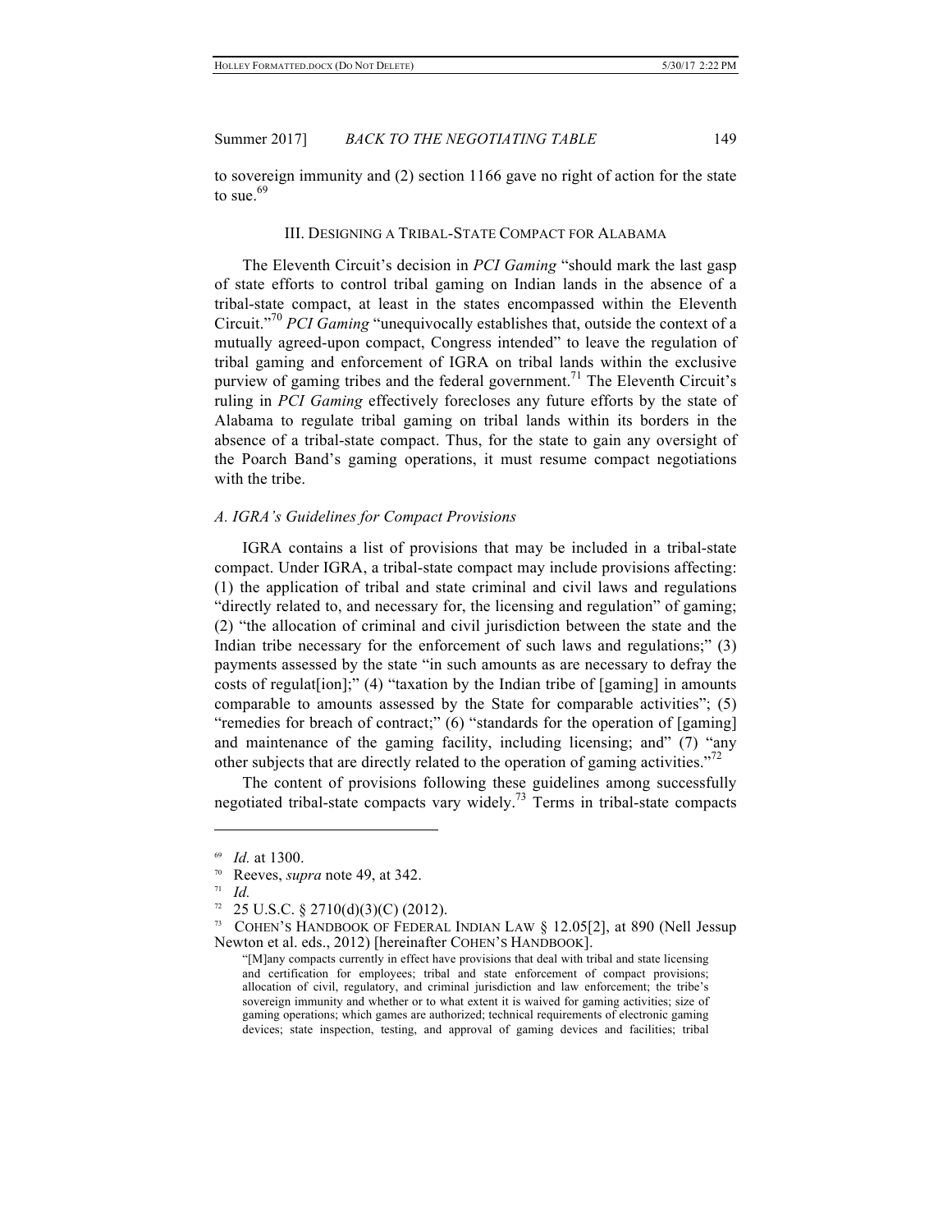to sovereign immunity and (2) section 1166 gave no right of action for the state to sue.[69]

## III. DESIGNING A TRIBAL-STATE COMPACT FOR ALABAMA

The Eleventh Circuit's decision in *PCI Gaming* "should mark the last gasp of state efforts to control tribal gaming on Indian lands in the absence of a tribal-state compact, at least in the states encompassed within the Eleventh Circuit."[70] *PCI Gaming* "unequivocally establishes that, outside the context of a mutually agreed-upon compact, Congress intended" to leave the regulation of tribal gaming and enforcement of IGRA on tribal lands within the exclusive purview of gaming tribes and the federal government.[71] The Eleventh Circuit's ruling in *PCI Gaming* effectively forecloses any future efforts by the state of Alabama to regulate tribal gaming on tribal lands within its borders in the absence of a tribal-state compact. Thus, for the state to gain any oversight of the Poarch Band's gaming operations, it must resume compact negotiations with the tribe.

### *A. IGRA's Guidelines for Compact Provisions*

IGRA contains a list of provisions that may be included in a tribal-state compact. Under IGRA, a tribal-state compact may include provisions affecting: (1) the application of tribal and state criminal and civil laws and regulations "directly related to, and necessary for, the licensing and regulation" of gaming; (2) "the allocation of criminal and civil jurisdiction between the state and the Indian tribe necessary for the enforcement of such laws and regulations;" (3) payments assessed by the state "in such amounts as are necessary to defray the costs of regulat[ion];" (4) "taxation by the Indian tribe of [gaming] in amounts comparable to amounts assessed by the State for comparable activities"; (5) "remedies for breach of contract;" (6) "standards for the operation of [gaming] and maintenance of the gaming facility, including licensing; and" (7) "any other subjects that are directly related to the operation of gaming activities."[72]

The content of provisions following these guidelines among successfully negotiated tribal-state compacts vary widely.[73] Terms in tribal-state compacts

---

[69] *Id.* at 1300.

[70] Reeves, *supra* note 49, at 342.

[71] *Id.*

[72] 25 U.S.C. § 2710(d)(3)(C) (2012).

[73] COHEN'S HANDBOOK OF FEDERAL INDIAN LAW § 12.05[2], at 890 (Nell Jessup Newton et al. eds., 2012) [hereinafter COHEN'S HANDBOOK].

> "[M]any compacts currently in effect have provisions that deal with tribal and state licensing and certification for employees; tribal and state enforcement of compact provisions; allocation of civil, regulatory, and criminal jurisdiction and law enforcement; the tribe's sovereign immunity and whether or to what extent it is waived for gaming activities; size of gaming operations; which games are authorized; technical requirements of electronic gaming devices; state inspection, testing, and approval of gaming devices and facilities; tribal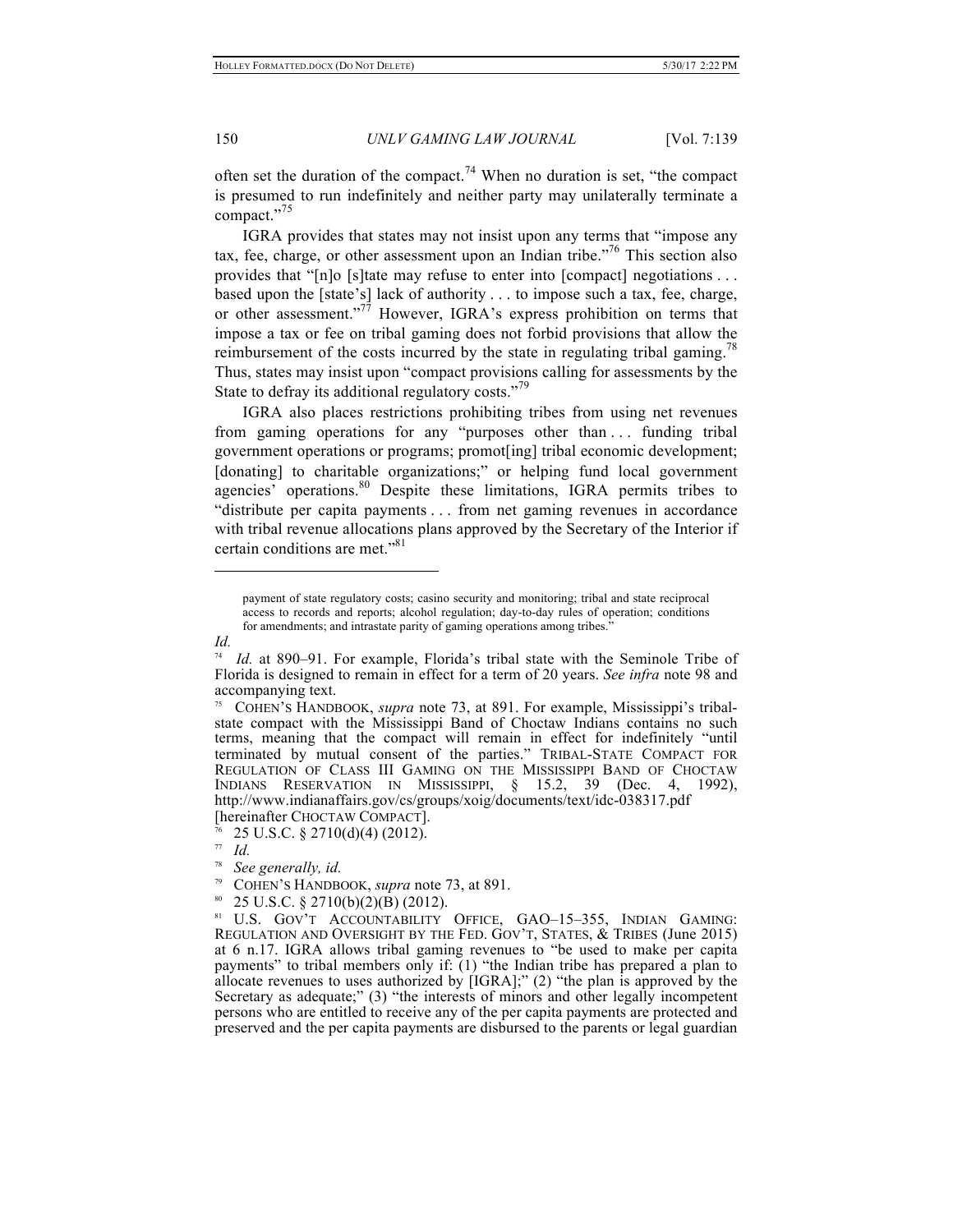often set the duration of the compact.[74] When no duration is set, "the compact is presumed to run indefinitely and neither party may unilaterally terminate a compact."[75]

IGRA provides that states may not insist upon any terms that "impose any tax, fee, charge, or other assessment upon an Indian tribe."[76] This section also provides that "[n]o [s]tate may refuse to enter into [compact] negotiations . . . based upon the [state's] lack of authority . . . to impose such a tax, fee, charge, or other assessment."[77] However, IGRA's express prohibition on terms that impose a tax or fee on tribal gaming does not forbid provisions that allow the reimbursement of the costs incurred by the state in regulating tribal gaming.[78] Thus, states may insist upon "compact provisions calling for assessments by the State to defray its additional regulatory costs."[79]

IGRA also places restrictions prohibiting tribes from using net revenues from gaming operations for any "purposes other than . . . funding tribal government operations or programs; promot[ing] tribal economic development; [donating] to charitable organizations;" or helping fund local government agencies' operations.[80] Despite these limitations, IGRA permits tribes to "distribute per capita payments . . . from net gaming revenues in accordance with tribal revenue allocations plans approved by the Secretary of the Interior if certain conditions are met."[81]

---

> payment of state regulatory costs; casino security and monitoring; tribal and state reciprocal access to records and reports; alcohol regulation; day-to-day rules of operation; conditions for amendments; and intrastate parity of gaming operations among tribes."

*Id.*

[74] *Id.* at 890–91. For example, Florida's tribal state with the Seminole Tribe of Florida is designed to remain in effect for a term of 20 years. *See infra* note 98 and accompanying text.

[75] COHEN'S HANDBOOK, *supra* note 73, at 891. For example, Mississippi's tribal-state compact with the Mississippi Band of Choctaw Indians contains no such terms, meaning that the compact will remain in effect for indefinitely "until terminated by mutual consent of the parties." TRIBAL-STATE COMPACT FOR REGULATION OF CLASS III GAMING ON THE MISSISSIPPI BAND OF CHOCTAW INDIANS RESERVATION IN MISSISSIPPI, § 15.2, 39 (Dec. 4, 1992), http://www.indianaffairs.gov/cs/groups/xoig/documents/text/idc-038317.pdf [hereinafter CHOCTAW COMPACT].

[76] 25 U.S.C. § 2710(d)(4) (2012).

[77] *Id.*

[78] *See generally, id.*

[79] COHEN'S HANDBOOK, *supra* note 73, at 891.

[80] 25 U.S.C. § 2710(b)(2)(B) (2012).

[81] U.S. GOV'T ACCOUNTABILITY OFFICE, GAO–15–355, INDIAN GAMING: REGULATION AND OVERSIGHT BY THE FED. GOV'T, STATES, & TRIBES (June 2015) at 6 n.17. IGRA allows tribal gaming revenues to "be used to make per capita payments" to tribal members only if: (1) "the Indian tribe has prepared a plan to allocate revenues to uses authorized by [IGRA];" (2) "the plan is approved by the Secretary as adequate;" (3) "the interests of minors and other legally incompetent persons who are entitled to receive any of the per capita payments are protected and preserved and the per capita payments are disbursed to the parents or legal guardian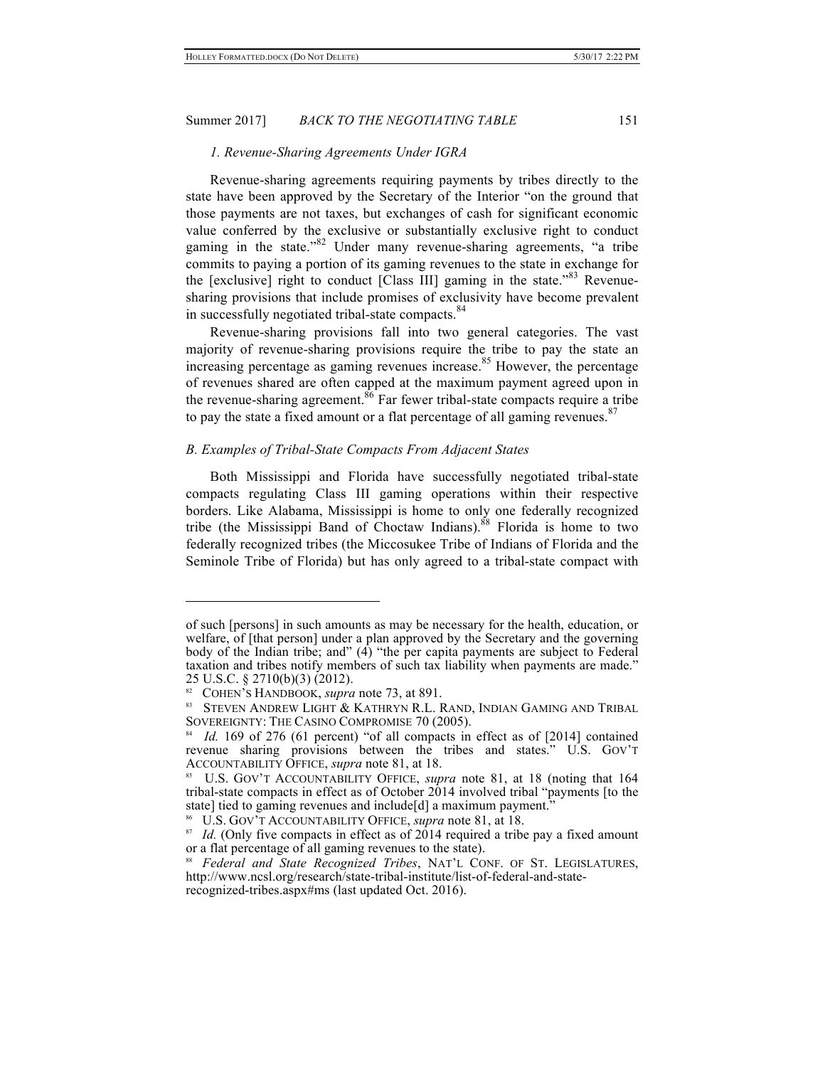### *1. Revenue-Sharing Agreements Under IGRA*

Revenue-sharing agreements requiring payments by tribes directly to the state have been approved by the Secretary of the Interior "on the ground that those payments are not taxes, but exchanges of cash for significant economic value conferred by the exclusive or substantially exclusive right to conduct gaming in the state."[82] Under many revenue-sharing agreements, "a tribe commits to paying a portion of its gaming revenues to the state in exchange for the [exclusive] right to conduct [Class III] gaming in the state."[83] Revenue-sharing provisions that include promises of exclusivity have become prevalent in successfully negotiated tribal-state compacts.[84]

Revenue-sharing provisions fall into two general categories. The vast majority of revenue-sharing provisions require the tribe to pay the state an increasing percentage as gaming revenues increase.[85] However, the percentage of revenues shared are often capped at the maximum payment agreed upon in the revenue-sharing agreement.[86] Far fewer tribal-state compacts require a tribe to pay the state a fixed amount or a flat percentage of all gaming revenues.[87]

## *B. Examples of Tribal-State Compacts From Adjacent States*

Both Mississippi and Florida have successfully negotiated tribal-state compacts regulating Class III gaming operations within their respective borders. Like Alabama, Mississippi is home to only one federally recognized tribe (the Mississippi Band of Choctaw Indians).[88] Florida is home to two federally recognized tribes (the Miccosukee Tribe of Indians of Florida and the Seminole Tribe of Florida) but has only agreed to a tribal-state compact with

---

of such [persons] in such amounts as may be necessary for the health, education, or welfare, of [that person] under a plan approved by the Secretary and the governing body of the Indian tribe; and" (4) "the per capita payments are subject to Federal taxation and tribes notify members of such tax liability when payments are made." 25 U.S.C. § 2710(b)(3) (2012).

[82] COHEN'S HANDBOOK, *supra* note 73, at 891.

[83] STEVEN ANDREW LIGHT & KATHRYN R.L. RAND, INDIAN GAMING AND TRIBAL SOVEREIGNTY: THE CASINO COMPROMISE 70 (2005).

[84] *Id.* 169 of 276 (61 percent) "of all compacts in effect as of [2014] contained revenue sharing provisions between the tribes and states." U.S. GOV'T ACCOUNTABILITY OFFICE, *supra* note 81, at 18.

[85] U.S. GOV'T ACCOUNTABILITY OFFICE, *supra* note 81, at 18 (noting that 164 tribal-state compacts in effect as of October 2014 involved tribal "payments [to the state] tied to gaming revenues and include[d] a maximum payment."

[86] U.S. GOV'T ACCOUNTABILITY OFFICE, *supra* note 81, at 18.

[87] *Id.* (Only five compacts in effect as of 2014 required a tribe pay a fixed amount or a flat percentage of all gaming revenues to the state).

[88] *Federal and State Recognized Tribes*, NAT'L CONF. OF ST. LEGISLATURES, http://www.ncsl.org/research/state-tribal-institute/list-of-federal-and-state-recognized-tribes.aspx#ms (last updated Oct. 2016).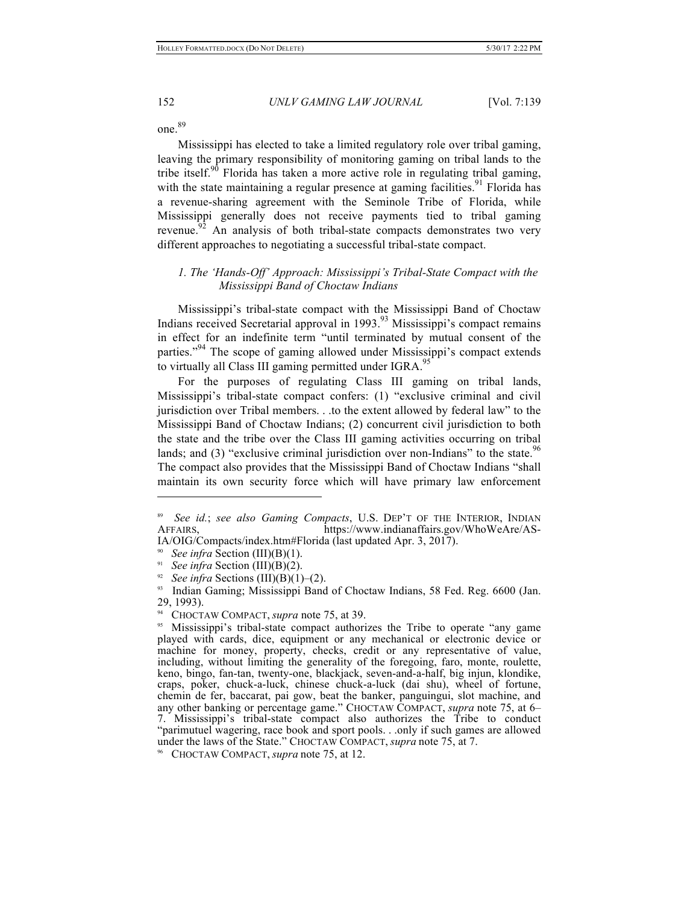one.[89]

Mississippi has elected to take a limited regulatory role over tribal gaming, leaving the primary responsibility of monitoring gaming on tribal lands to the tribe itself.[90] Florida has taken a more active role in regulating tribal gaming, with the state maintaining a regular presence at gaming facilities.[91] Florida has a revenue-sharing agreement with the Seminole Tribe of Florida, while Mississippi generally does not receive payments tied to tribal gaming revenue.[92] An analysis of both tribal-state compacts demonstrates two very different approaches to negotiating a successful tribal-state compact.

### *1. The 'Hands-Off' Approach: Mississippi's Tribal-State Compact with the Mississippi Band of Choctaw Indians*

Mississippi's tribal-state compact with the Mississippi Band of Choctaw Indians received Secretarial approval in 1993.[93] Mississippi's compact remains in effect for an indefinite term "until terminated by mutual consent of the parties."[94] The scope of gaming allowed under Mississippi's compact extends to virtually all Class III gaming permitted under IGRA.[95]

For the purposes of regulating Class III gaming on tribal lands, Mississippi's tribal-state compact confers: (1) "exclusive criminal and civil jurisdiction over Tribal members. . .to the extent allowed by federal law" to the Mississippi Band of Choctaw Indians; (2) concurrent civil jurisdiction to both the state and the tribe over the Class III gaming activities occurring on tribal lands; and (3) "exclusive criminal jurisdiction over non-Indians" to the state.[96] The compact also provides that the Mississippi Band of Choctaw Indians "shall maintain its own security force which will have primary law enforcement

---

[89] *See id.*; *see also Gaming Compacts*, U.S. DEP'T OF THE INTERIOR, INDIAN AFFAIRS, https://www.indianaffairs.gov/WhoWeAre/AS-IA/OIG/Compacts/index.htm#Florida (last updated Apr. 3, 2017).

[90] *See infra* Section (III)(B)(1).

[91] *See infra* Section (III)(B)(2).

[92] *See infra* Sections (III)(B)(1)–(2).

[93] Indian Gaming; Mississippi Band of Choctaw Indians, 58 Fed. Reg. 6600 (Jan. 29, 1993).

[94] CHOCTAW COMPACT, *supra* note 75, at 39.

[95] Mississippi's tribal-state compact authorizes the Tribe to operate "any game played with cards, dice, equipment or any mechanical or electronic device or machine for money, property, checks, credit or any representative of value, including, without limiting the generality of the foregoing, faro, monte, roulette, keno, bingo, fan-tan, twenty-one, blackjack, seven-and-a-half, big injun, klondike, craps, poker, chuck-a-luck, chinese chuck-a-luck (dai shu), wheel of fortune, chemin de fer, baccarat, pai gow, beat the banker, panguingui, slot machine, and any other banking or percentage game." CHOCTAW COMPACT, *supra* note 75, at 6–7. Mississippi's tribal-state compact also authorizes the Tribe to conduct "parimutuel wagering, race book and sport pools. . .only if such games are allowed under the laws of the State." CHOCTAW COMPACT, *supra* note 75, at 7.

[96] CHOCTAW COMPACT, *supra* note 75, at 12.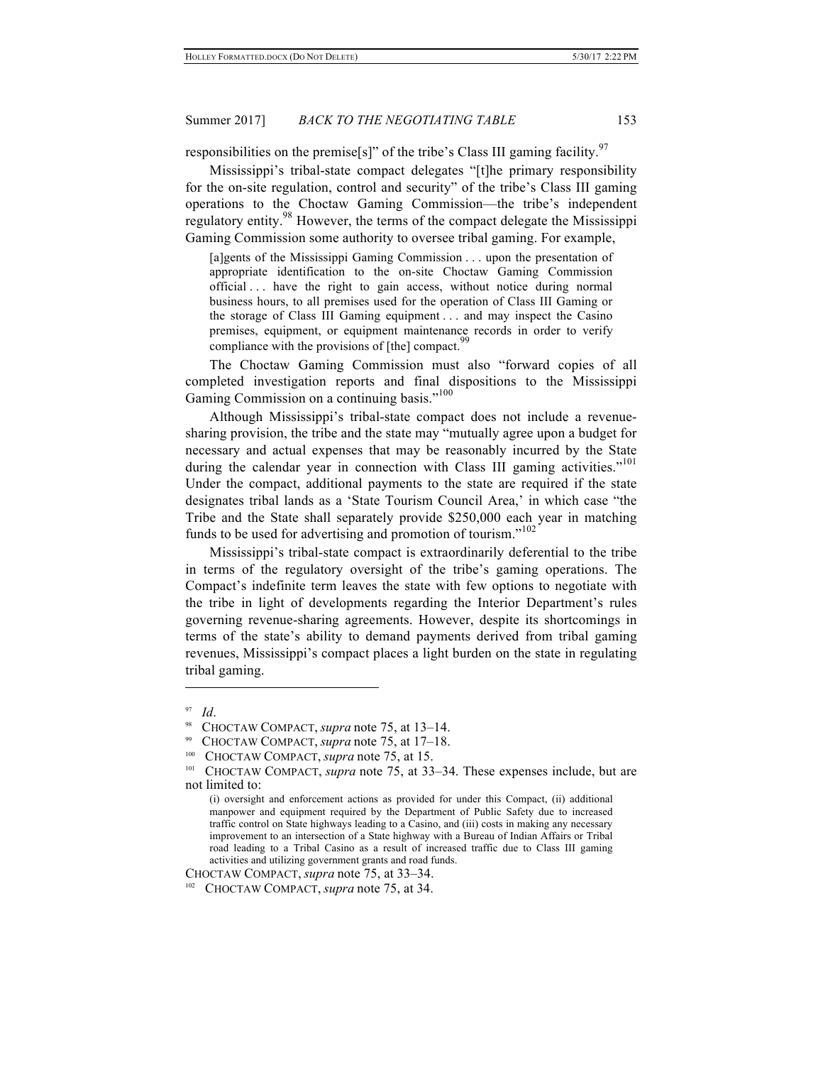responsibilities on the premise[s]" of the tribe's Class III gaming facility.[97]

Mississippi's tribal-state compact delegates "[t]he primary responsibility for the on-site regulation, control and security" of the tribe's Class III gaming operations to the Choctaw Gaming Commission—the tribe's independent regulatory entity.[98] However, the terms of the compact delegate the Mississippi Gaming Commission some authority to oversee tribal gaming. For example,

> [a]gents of the Mississippi Gaming Commission . . . upon the presentation of appropriate identification to the on-site Choctaw Gaming Commission official . . . have the right to gain access, without notice during normal business hours, to all premises used for the operation of Class III Gaming or the storage of Class III Gaming equipment . . . and may inspect the Casino premises, equipment, or equipment maintenance records in order to verify compliance with the provisions of [the] compact.[99]

The Choctaw Gaming Commission must also "forward copies of all completed investigation reports and final dispositions to the Mississippi Gaming Commission on a continuing basis."[100]

Although Mississippi's tribal-state compact does not include a revenue-sharing provision, the tribe and the state may "mutually agree upon a budget for necessary and actual expenses that may be reasonably incurred by the State during the calendar year in connection with Class III gaming activities."[101] Under the compact, additional payments to the state are required if the state designates tribal lands as a 'State Tourism Council Area,' in which case "the Tribe and the State shall separately provide $250,000 each year in matching funds to be used for advertising and promotion of tourism."[102]

Mississippi's tribal-state compact is extraordinarily deferential to the tribe in terms of the regulatory oversight of the tribe's gaming operations. The Compact's indefinite term leaves the state with few options to negotiate with the tribe in light of developments regarding the Interior Department's rules governing revenue-sharing agreements. However, despite its shortcomings in terms of the state's ability to demand payments derived from tribal gaming revenues, Mississippi's compact places a light burden on the state in regulating tribal gaming.

---

[97] *Id*.

[98] CHOCTAW COMPACT, *supra* note 75, at 13–14.

[99] CHOCTAW COMPACT, *supra* note 75, at 17–18.

[100] CHOCTAW COMPACT, *supra* note 75, at 15.

[101] CHOCTAW COMPACT, *supra* note 75, at 33–34. These expenses include, but are not limited to:

> (i) oversight and enforcement actions as provided for under this Compact, (ii) additional manpower and equipment required by the Department of Public Safety due to increased traffic control on State highways leading to a Casino, and (iii) costs in making any necessary improvement to an intersection of a State highway with a Bureau of Indian Affairs or Tribal road leading to a Tribal Casino as a result of increased traffic due to Class III gaming activities and utilizing government grants and road funds.

CHOCTAW COMPACT, *supra* note 75, at 33–34.

[102] CHOCTAW COMPACT, *supra* note 75, at 34.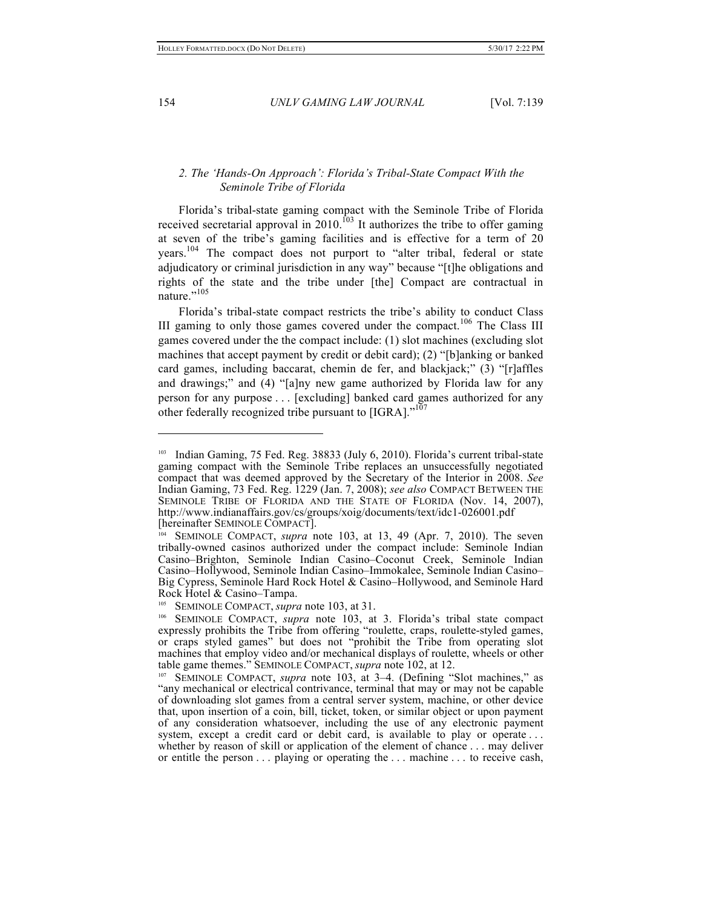### *2. The 'Hands-On Approach': Florida's Tribal-State Compact With the Seminole Tribe of Florida*

Florida's tribal-state gaming compact with the Seminole Tribe of Florida received secretarial approval in 2010.[103] It authorizes the tribe to offer gaming at seven of the tribe's gaming facilities and is effective for a term of 20 years.[104] The compact does not purport to "alter tribal, federal or state adjudicatory or criminal jurisdiction in any way" because "[t]he obligations and rights of the state and the tribe under [the] Compact are contractual in nature."[105]

Florida's tribal-state compact restricts the tribe's ability to conduct Class III gaming to only those games covered under the compact.[106] The Class III games covered under the the compact include: (1) slot machines (excluding slot machines that accept payment by credit or debit card); (2) "[b]anking or banked card games, including baccarat, chemin de fer, and blackjack;" (3) "[r]affles and drawings;" and (4) "[a]ny new game authorized by Florida law for any person for any purpose . . . [excluding] banked card games authorized for any other federally recognized tribe pursuant to [IGRA]."[107]

---

[103] Indian Gaming, 75 Fed. Reg. 38833 (July 6, 2010). Florida's current tribal-state gaming compact with the Seminole Tribe replaces an unsuccessfully negotiated compact that was deemed approved by the Secretary of the Interior in 2008. *See* Indian Gaming, 73 Fed. Reg. 1229 (Jan. 7, 2008); *see also* COMPACT BETWEEN THE SEMINOLE TRIBE OF FLORIDA AND THE STATE OF FLORIDA (Nov. 14, 2007), http://www.indianaffairs.gov/cs/groups/xoig/documents/text/idc1-026001.pdf [hereinafter SEMINOLE COMPACT].

[104] SEMINOLE COMPACT, *supra* note 103, at 13, 49 (Apr. 7, 2010). The seven tribally-owned casinos authorized under the compact include: Seminole Indian Casino–Brighton, Seminole Indian Casino–Coconut Creek, Seminole Indian Casino–Hollywood, Seminole Indian Casino–Immokalee, Seminole Indian Casino–Big Cypress, Seminole Hard Rock Hotel & Casino–Hollywood, and Seminole Hard Rock Hotel & Casino–Tampa.

[105] SEMINOLE COMPACT, *supra* note 103, at 31.

[106] SEMINOLE COMPACT, *supra* note 103, at 3. Florida's tribal state compact expressly prohibits the Tribe from offering "roulette, craps, roulette-styled games, or craps styled games" but does not "prohibit the Tribe from operating slot machines that employ video and/or mechanical displays of roulette, wheels or other table game themes." SEMINOLE COMPACT, *supra* note 102, at 12.

[107] SEMINOLE COMPACT, *supra* note 103, at 3–4. (Defining "Slot machines," as "any mechanical or electrical contrivance, terminal that may or may not be capable of downloading slot games from a central server system, machine, or other device that, upon insertion of a coin, bill, ticket, token, or similar object or upon payment of any consideration whatsoever, including the use of any electronic payment system, except a credit card or debit card, is available to play or operate . . . whether by reason of skill or application of the element of chance . . . may deliver or entitle the person . . . playing or operating the . . . machine . . . to receive cash,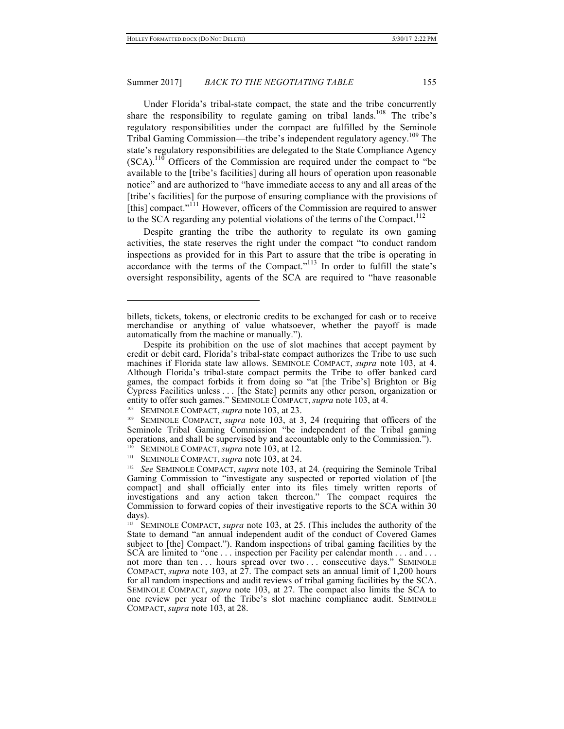Under Florida's tribal-state compact, the state and the tribe concurrently share the responsibility to regulate gaming on tribal lands.[108] The tribe's regulatory responsibilities under the compact are fulfilled by the Seminole Tribal Gaming Commission—the tribe's independent regulatory agency.[109] The state's regulatory responsibilities are delegated to the State Compliance Agency (SCA).[110] Officers of the Commission are required under the compact to "be available to the [tribe's facilities] during all hours of operation upon reasonable notice" and are authorized to "have immediate access to any and all areas of the [tribe's facilities] for the purpose of ensuring compliance with the provisions of [this] compact."[111] However, officers of the Commission are required to answer to the SCA regarding any potential violations of the terms of the Compact.[112]

Despite granting the tribe the authority to regulate its own gaming activities, the state reserves the right under the compact "to conduct random inspections as provided for in this Part to assure that the tribe is operating in accordance with the terms of the Compact."[113] In order to fulfill the state's oversight responsibility, agents of the SCA are required to "have reasonable

---

billets, tickets, tokens, or electronic credits to be exchanged for cash or to receive merchandise or anything of value whatsoever, whether the payoff is made automatically from the machine or manually.").

Despite its prohibition on the use of slot machines that accept payment by credit or debit card, Florida's tribal-state compact authorizes the Tribe to use such machines if Florida state law allows. SEMINOLE COMPACT, *supra* note 103, at 4. Although Florida's tribal-state compact permits the Tribe to offer banked card games, the compact forbids it from doing so "at [the Tribe's] Brighton or Big Cypress Facilities unless . . . [the State] permits any other person, organization or entity to offer such games." SEMINOLE COMPACT, *supra* note 103, at 4.

[108] SEMINOLE COMPACT, *supra* note 103, at 23.

[109] SEMINOLE COMPACT, *supra* note 103, at 3, 24 (requiring that officers of the Seminole Tribal Gaming Commission "be independent of the Tribal gaming operations, and shall be supervised by and accountable only to the Commission.").

[110] SEMINOLE COMPACT, *supra* note 103, at 12.

[111] SEMINOLE COMPACT, *supra* note 103, at 24.

[112] *See* SEMINOLE COMPACT, *supra* note 103, at 24. (requiring the Seminole Tribal Gaming Commission to "investigate any suspected or reported violation of [the compact] and shall officially enter into its files timely written reports of investigations and any action taken thereon." The compact requires the Commission to forward copies of their investigative reports to the SCA within 30 days).

[113] SEMINOLE COMPACT, *supra* note 103, at 25. (This includes the authority of the State to demand "an annual independent audit of the conduct of Covered Games subject to [the] Compact."). Random inspections of tribal gaming facilities by the SCA are limited to "one . . . inspection per Facility per calendar month . . . and . . . not more than ten . . . hours spread over two . . . consecutive days." SEMINOLE COMPACT, *supra* note 103, at 27. The compact sets an annual limit of 1,200 hours for all random inspections and audit reviews of tribal gaming facilities by the SCA. SEMINOLE COMPACT, *supra* note 103, at 27. The compact also limits the SCA to one review per year of the Tribe's slot machine compliance audit. SEMINOLE COMPACT, *supra* note 103, at 28.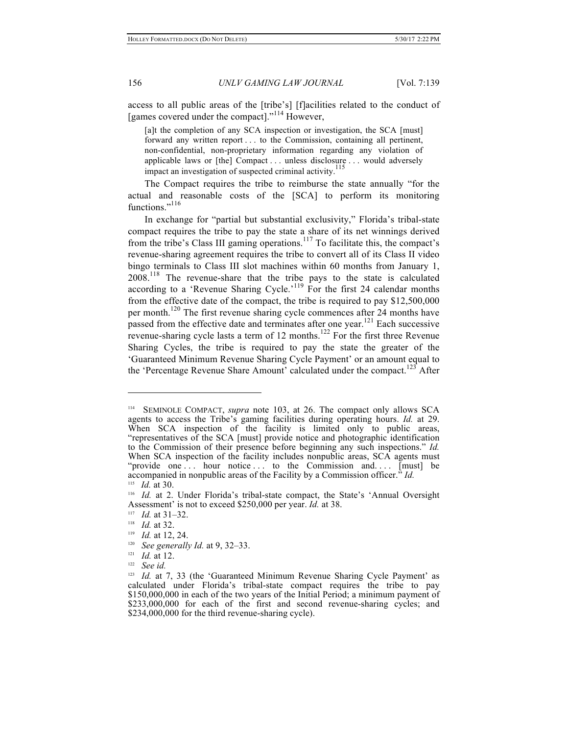access to all public areas of the [tribe's] [f]acilities related to the conduct of [games covered under the compact]."[114] However,

> [a]t the completion of any SCA inspection or investigation, the SCA [must] forward any written report . . . to the Commission, containing all pertinent, non-confidential, non-proprietary information regarding any violation of applicable laws or [the] Compact . . . unless disclosure . . . would adversely impact an investigation of suspected criminal activity.[115]

The Compact requires the tribe to reimburse the state annually "for the actual and reasonable costs of the [SCA] to perform its monitoring functions."[116]

In exchange for "partial but substantial exclusivity," Florida's tribal-state compact requires the tribe to pay the state a share of its net winnings derived from the tribe's Class III gaming operations.[117] To facilitate this, the compact's revenue-sharing agreement requires the tribe to convert all of its Class II video bingo terminals to Class III slot machines within 60 months from January 1, 2008.[118] The revenue-share that the tribe pays to the state is calculated according to a 'Revenue Sharing Cycle.'[119] For the first 24 calendar months from the effective date of the compact, the tribe is required to pay $12,500,000 per month.[120] The first revenue sharing cycle commences after 24 months have passed from the effective date and terminates after one year.[121] Each successive revenue-sharing cycle lasts a term of 12 months.[122] For the first three Revenue Sharing Cycles, the tribe is required to pay the state the greater of the 'Guaranteed Minimum Revenue Sharing Cycle Payment' or an amount equal to the 'Percentage Revenue Share Amount' calculated under the compact.[123] After

---

[114] SEMINOLE COMPACT, *supra* note 103, at 26. The compact only allows SCA agents to access the Tribe's gaming facilities during operating hours. *Id.* at 29. When SCA inspection of the facility is limited only to public areas, "representatives of the SCA [must] provide notice and photographic identification to the Commission of their presence before beginning any such inspections." *Id.* When SCA inspection of the facility includes nonpublic areas, SCA agents must "provide one . . . hour notice . . . to the Commission and. . . . [must] be accompanied in nonpublic areas of the Facility by a Commission officer." *Id.*

[115] *Id.* at 30.

[116] *Id.* at 2. Under Florida's tribal-state compact, the State's 'Annual Oversight Assessment' is not to exceed $250,000 per year. *Id.* at 38.

[117] *Id.* at 31–32.

[118] *Id.* at 32.

[119] *Id.* at 12, 24.

[120] *See generally Id.* at 9, 32–33.

[121] *Id.* at 12.

[122] *See id.*

[123] *Id.* at 7, 33 (the 'Guaranteed Minimum Revenue Sharing Cycle Payment' as calculated under Florida's tribal-state compact requires the tribe to pay $150,000,000 in each of the two years of the Initial Period; a minimum payment of $233,000,000 for each of the first and second revenue-sharing cycles; and $234,000,000 for the third revenue-sharing cycle).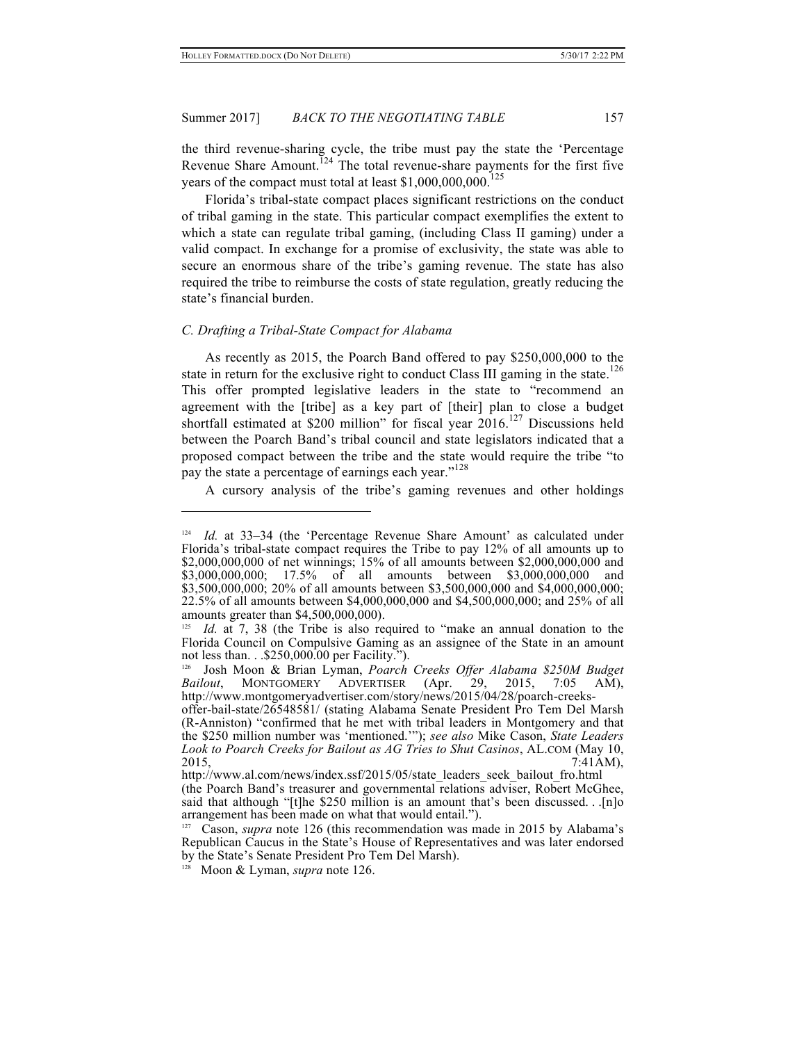the third revenue-sharing cycle, the tribe must pay the state the 'Percentage Revenue Share Amount.[124] The total revenue-share payments for the first five years of the compact must total at least $1,000,000,000.[125]

Florida's tribal-state compact places significant restrictions on the conduct of tribal gaming in the state. This particular compact exemplifies the extent to which a state can regulate tribal gaming, (including Class II gaming) under a valid compact. In exchange for a promise of exclusivity, the state was able to secure an enormous share of the tribe's gaming revenue. The state has also required the tribe to reimburse the costs of state regulation, greatly reducing the state's financial burden.

### *C. Drafting a Tribal-State Compact for Alabama*

As recently as 2015, the Poarch Band offered to pay $250,000,000 to the state in return for the exclusive right to conduct Class III gaming in the state.[126] This offer prompted legislative leaders in the state to "recommend an agreement with the [tribe] as a key part of [their] plan to close a budget shortfall estimated at $200 million" for fiscal year 2016.[127] Discussions held between the Poarch Band's tribal council and state legislators indicated that a proposed compact between the tribe and the state would require the tribe "to pay the state a percentage of earnings each year."[128]

A cursory analysis of the tribe's gaming revenues and other holdings

---

[124] *Id.* at 33–34 (the 'Percentage Revenue Share Amount' as calculated under Florida's tribal-state compact requires the Tribe to pay 12% of all amounts up to $2,000,000,000 of net winnings; 15% of all amounts between $2,000,000,000 and $3,000,000,000; 17.5% of all amounts between $3,000,000,000 and $3,500,000,000; 20% of all amounts between $3,500,000,000 and $4,000,000,000; 22.5% of all amounts between $4,000,000,000 and $4,500,000,000; and 25% of all amounts greater than $4,500,000,000).

[125] *Id.* at 7, 38 (the Tribe is also required to "make an annual donation to the Florida Council on Compulsive Gaming as an assignee of the State in an amount not less than. . .$250,000.00 per Facility.").

[126] Josh Moon & Brian Lyman, *Poarch Creeks Offer Alabama $250M Budget Bailout*, MONTGOMERY ADVERTISER (Apr. 29, 2015, 7:05 AM), http://www.montgomeryadvertiser.com/story/news/2015/04/28/poarch-creeks-offer-bail-state/26548581/ (stating Alabama Senate President Pro Tem Del Marsh (R-Anniston) "confirmed that he met with tribal leaders in Montgomery and that the $250 million number was 'mentioned.'"); *see also* Mike Cason, *State Leaders Look to Poarch Creeks for Bailout as AG Tries to Shut Casinos*, AL.COM (May 10, 2015, 7:41AM), http://www.al.com/news/index.ssf/2015/05/state_leaders_seek_bailout_fro.html (the Poarch Band's treasurer and governmental relations adviser, Robert McGhee, said that although "[t]he $250 million is an amount that's been discussed. . .[n]o arrangement has been made on what that would entail.").

[127] Cason, *supra* note 126 (this recommendation was made in 2015 by Alabama's Republican Caucus in the State's House of Representatives and was later endorsed by the State's Senate President Pro Tem Del Marsh).

[128] Moon & Lyman, *supra* note 126.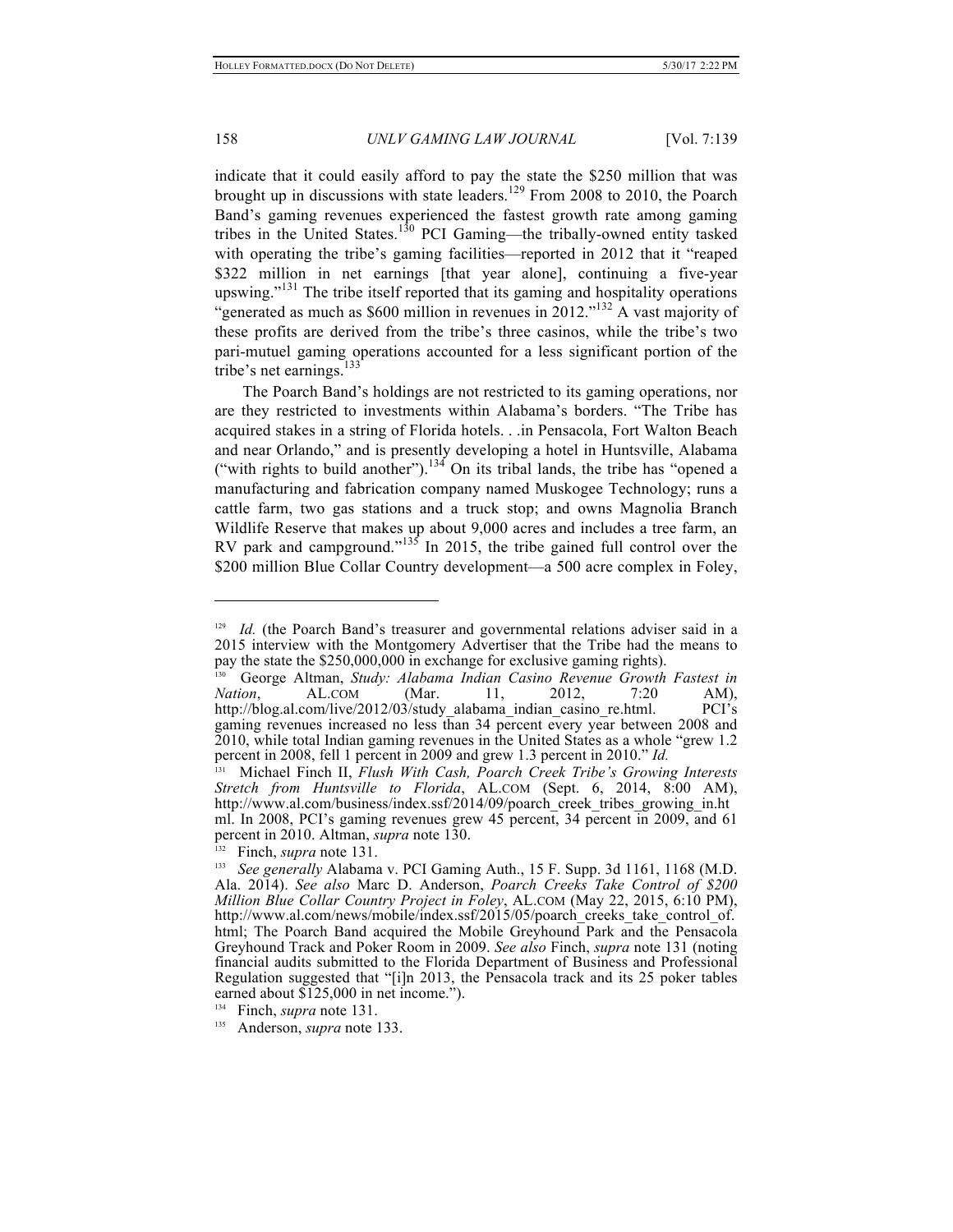indicate that it could easily afford to pay the state the $250 million that was brought up in discussions with state leaders.[129] From 2008 to 2010, the Poarch Band's gaming revenues experienced the fastest growth rate among gaming tribes in the United States.[130] PCI Gaming—the tribally-owned entity tasked with operating the tribe's gaming facilities—reported in 2012 that it "reaped $322 million in net earnings [that year alone], continuing a five-year upswing."[131] The tribe itself reported that its gaming and hospitality operations "generated as much as $600 million in revenues in 2012."[132] A vast majority of these profits are derived from the tribe's three casinos, while the tribe's two pari-mutuel gaming operations accounted for a less significant portion of the tribe's net earnings.[133]

The Poarch Band's holdings are not restricted to its gaming operations, nor are they restricted to investments within Alabama's borders. "The Tribe has acquired stakes in a string of Florida hotels. . .in Pensacola, Fort Walton Beach and near Orlando," and is presently developing a hotel in Huntsville, Alabama ("with rights to build another").[134] On its tribal lands, the tribe has "opened a manufacturing and fabrication company named Muskogee Technology; runs a cattle farm, two gas stations and a truck stop; and owns Magnolia Branch Wildlife Reserve that makes up about 9,000 acres and includes a tree farm, an RV park and campground."[135] In 2015, the tribe gained full control over the $200 million Blue Collar Country development—a 500 acre complex in Foley,

---

[129] *Id.* (the Poarch Band's treasurer and governmental relations adviser said in a 2015 interview with the Montgomery Advertiser that the Tribe had the means to pay the state the $250,000,000 in exchange for exclusive gaming rights).

[130] George Altman, *Study: Alabama Indian Casino Revenue Growth Fastest in Nation*, AL.COM (Mar. 11, 2012, 7:20 AM), http://blog.al.com/live/2012/03/study_alabama_indian_casino_re.html. PCI's gaming revenues increased no less than 34 percent every year between 2008 and 2010, while total Indian gaming revenues in the United States as a whole "grew 1.2 percent in 2008, fell 1 percent in 2009 and grew 1.3 percent in 2010." *Id.*

[131] Michael Finch II, *Flush With Cash, Poarch Creek Tribe's Growing Interests Stretch from Huntsville to Florida*, AL.COM (Sept. 6, 2014, 8:00 AM), http://www.al.com/business/index.ssf/2014/09/poarch_creek_tribes_growing_in.html. In 2008, PCI's gaming revenues grew 45 percent, 34 percent in 2009, and 61 percent in 2010. Altman, *supra* note 130.

[132] Finch, *supra* note 131.

[133] *See generally* Alabama v. PCI Gaming Auth., 15 F. Supp. 3d 1161, 1168 (M.D. Ala. 2014). *See also* Marc D. Anderson, *Poarch Creeks Take Control of $200 Million Blue Collar Country Project in Foley*, AL.COM (May 22, 2015, 6:10 PM), http://www.al.com/news/mobile/index.ssf/2015/05/poarch_creeks_take_control_of.html; The Poarch Band acquired the Mobile Greyhound Park and the Pensacola Greyhound Track and Poker Room in 2009. *See also* Finch, *supra* note 131 (noting financial audits submitted to the Florida Department of Business and Professional Regulation suggested that "[i]n 2013, the Pensacola track and its 25 poker tables earned about $125,000 in net income.").

[134] Finch, *supra* note 131.

[135] Anderson, *supra* note 133.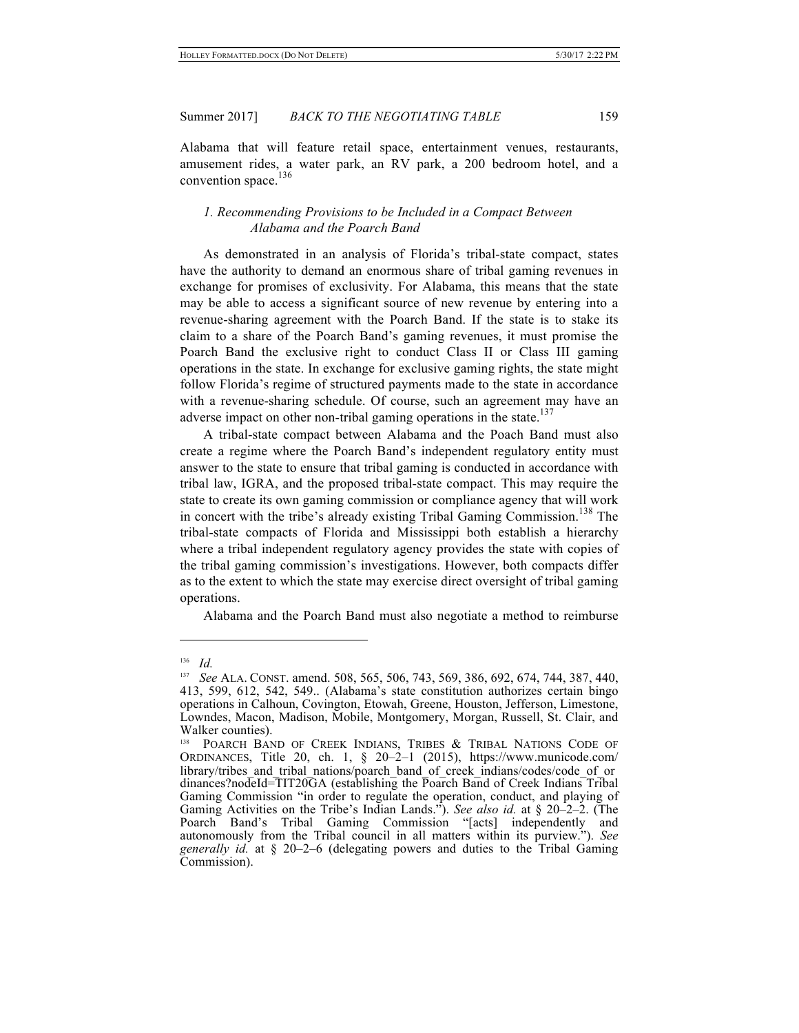Alabama that will feature retail space, entertainment venues, restaurants, amusement rides, a water park, an RV park, a 200 bedroom hotel, and a convention space.[136]

### *1. Recommending Provisions to be Included in a Compact Between Alabama and the Poarch Band*

As demonstrated in an analysis of Florida's tribal-state compact, states have the authority to demand an enormous share of tribal gaming revenues in exchange for promises of exclusivity. For Alabama, this means that the state may be able to access a significant source of new revenue by entering into a revenue-sharing agreement with the Poarch Band. If the state is to stake its claim to a share of the Poarch Band's gaming revenues, it must promise the Poarch Band the exclusive right to conduct Class II or Class III gaming operations in the state. In exchange for exclusive gaming rights, the state might follow Florida's regime of structured payments made to the state in accordance with a revenue-sharing schedule. Of course, such an agreement may have an adverse impact on other non-tribal gaming operations in the state.[137]

A tribal-state compact between Alabama and the Poach Band must also create a regime where the Poarch Band's independent regulatory entity must answer to the state to ensure that tribal gaming is conducted in accordance with tribal law, IGRA, and the proposed tribal-state compact. This may require the state to create its own gaming commission or compliance agency that will work in concert with the tribe's already existing Tribal Gaming Commission.[138] The tribal-state compacts of Florida and Mississippi both establish a hierarchy where a tribal independent regulatory agency provides the state with copies of the tribal gaming commission's investigations. However, both compacts differ as to the extent to which the state may exercise direct oversight of tribal gaming operations.

Alabama and the Poarch Band must also negotiate a method to reimburse

---

[136] *Id.*

[137] *See* ALA. CONST. amend. 508, 565, 506, 743, 569, 386, 692, 674, 744, 387, 440, 413, 599, 612, 542, 549.. (Alabama's state constitution authorizes certain bingo operations in Calhoun, Covington, Etowah, Greene, Houston, Jefferson, Limestone, Lowndes, Macon, Madison, Mobile, Montgomery, Morgan, Russell, St. Clair, and Walker counties).

[138] POARCH BAND OF CREEK INDIANS, TRIBES & TRIBAL NATIONS CODE OF ORDINANCES, Title 20, ch. 1, § 20–2–1 (2015), https://www.municode.com/library/tribes_and_tribal_nations/poarch_band_of_creek_indians/codes/code_of_ordinances?nodeId=TIT20GA (establishing the Poarch Band of Creek Indians Tribal Gaming Commission "in order to regulate the operation, conduct, and playing of Gaming Activities on the Tribe's Indian Lands."). *See also id.* at § 20–2–2. (The Poarch Band's Tribal Gaming Commission "[acts] independently and autonomously from the Tribal council in all matters within its purview."). *See generally id.* at § 20–2–6 (delegating powers and duties to the Tribal Gaming Commission).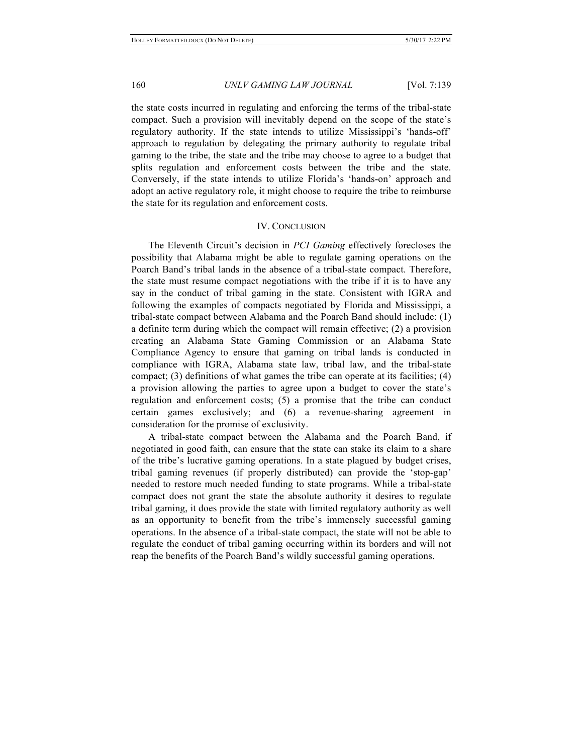the state costs incurred in regulating and enforcing the terms of the tribal-state compact. Such a provision will inevitably depend on the scope of the state's regulatory authority. If the state intends to utilize Mississippi's 'hands-off' approach to regulation by delegating the primary authority to regulate tribal gaming to the tribe, the state and the tribe may choose to agree to a budget that splits regulation and enforcement costs between the tribe and the state. Conversely, if the state intends to utilize Florida's 'hands-on' approach and adopt an active regulatory role, it might choose to require the tribe to reimburse the state for its regulation and enforcement costs.

## IV. Conclusion

The Eleventh Circuit's decision in *PCI Gaming* effectively forecloses the possibility that Alabama might be able to regulate gaming operations on the Poarch Band's tribal lands in the absence of a tribal-state compact. Therefore, the state must resume compact negotiations with the tribe if it is to have any say in the conduct of tribal gaming in the state. Consistent with IGRA and following the examples of compacts negotiated by Florida and Mississippi, a tribal-state compact between Alabama and the Poarch Band should include: (1) a definite term during which the compact will remain effective; (2) a provision creating an Alabama State Gaming Commission or an Alabama State Compliance Agency to ensure that gaming on tribal lands is conducted in compliance with IGRA, Alabama state law, tribal law, and the tribal-state compact; (3) definitions of what games the tribe can operate at its facilities; (4) a provision allowing the parties to agree upon a budget to cover the state's regulation and enforcement costs; (5) a promise that the tribe can conduct certain games exclusively; and (6) a revenue-sharing agreement in consideration for the promise of exclusivity.

A tribal-state compact between the Alabama and the Poarch Band, if negotiated in good faith, can ensure that the state can stake its claim to a share of the tribe's lucrative gaming operations. In a state plagued by budget crises, tribal gaming revenues (if properly distributed) can provide the 'stop-gap' needed to restore much needed funding to state programs. While a tribal-state compact does not grant the state the absolute authority it desires to regulate tribal gaming, it does provide the state with limited regulatory authority as well as an opportunity to benefit from the tribe's immensely successful gaming operations. In the absence of a tribal-state compact, the state will not be able to regulate the conduct of tribal gaming occurring within its borders and will not reap the benefits of the Poarch Band's wildly successful gaming operations.